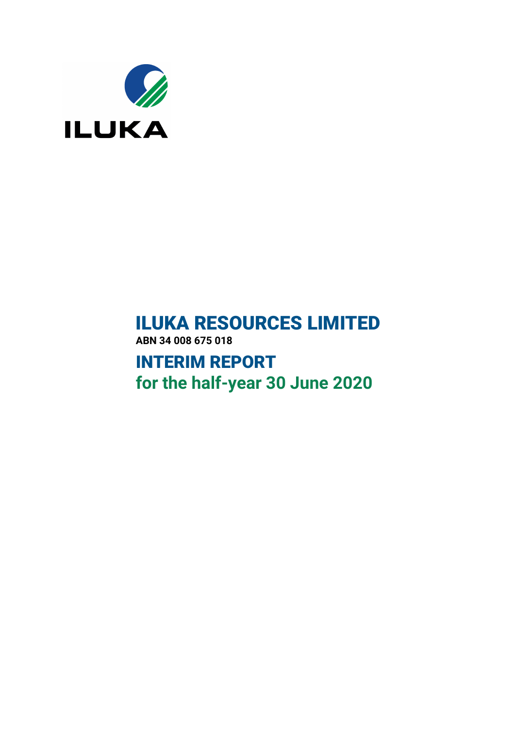ILUKA

# ILUKA RESOURCES LIMITED

**ABN 34 008 675 018**

## INTERIM REPORT

## for the half-year 30 June 2020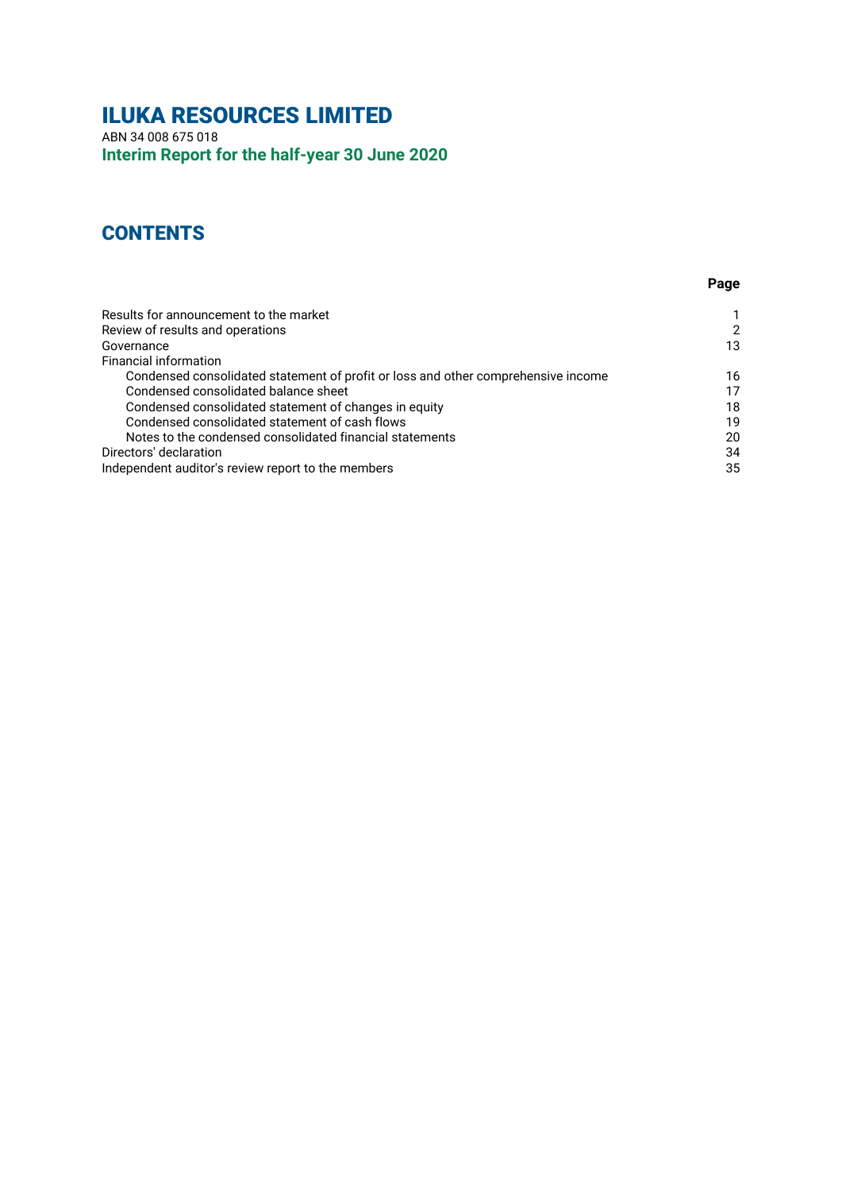# ILUKA RESOURCES LIMITED

ABN 34 008 675 018

**Interim Report for the half-year 30 June 2020**

## CONTENTS

| | Page |
|---|---|
| Results for announcement to the market | 1 |
| Review of results and operations | 2 |
| Governance | 13 |
| Financial information | |
| Condensed consolidated statement of profit or loss and other comprehensive income | 16 |
| Condensed consolidated balance sheet | 17 |
| Condensed consolidated statement of changes in equity | 18 |
| Condensed consolidated statement of cash flows | 19 |
| Notes to the condensed consolidated financial statements | 20 |
| Directors' declaration | 34 |
| Independent auditor's review report to the members | 35 |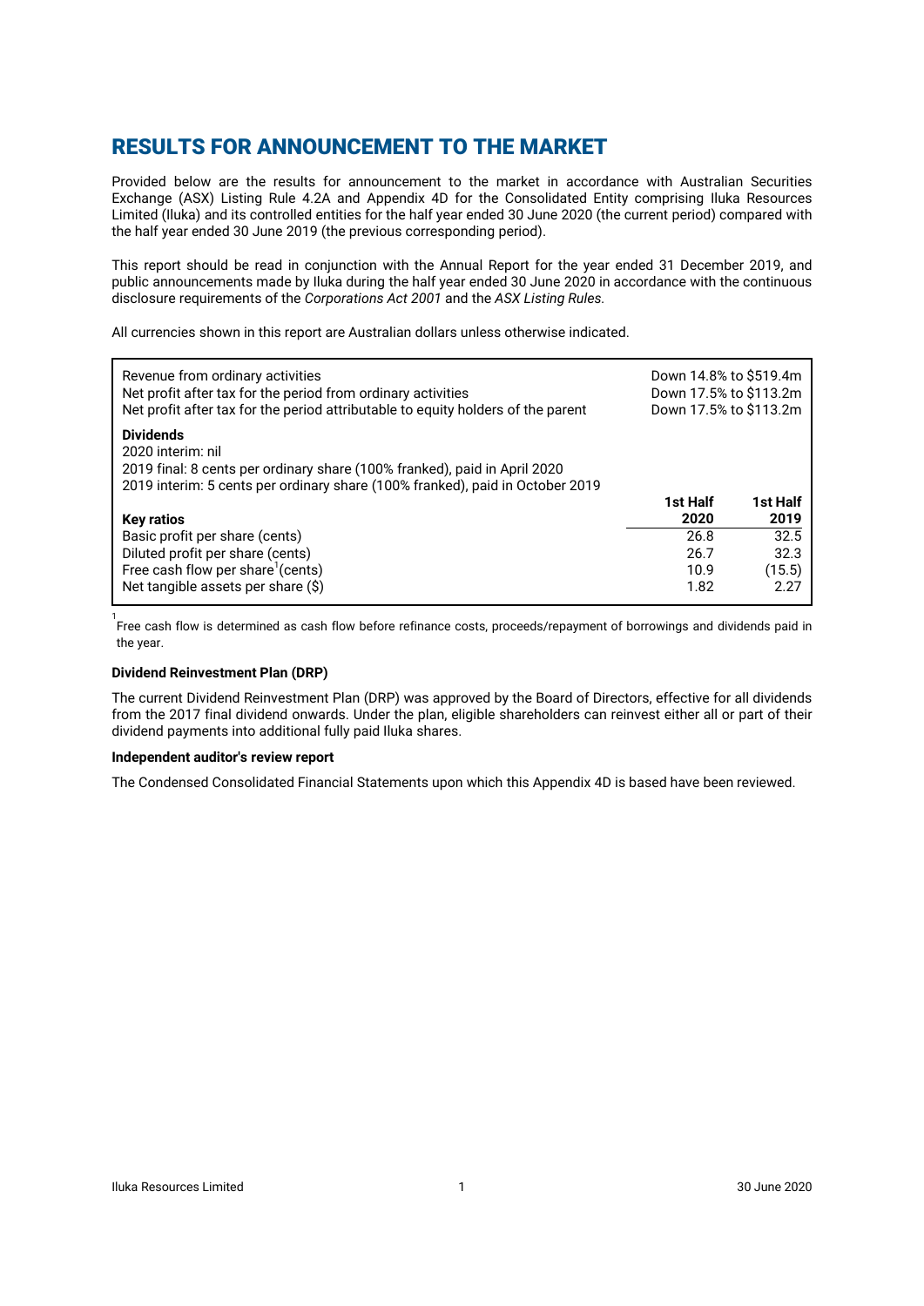# RESULTS FOR ANNOUNCEMENT TO THE MARKET

Provided below are the results for announcement to the market in accordance with Australian Securities Exchange (ASX) Listing Rule 4.2A and Appendix 4D for the Consolidated Entity comprising Iluka Resources Limited (Iluka) and its controlled entities for the half year ended 30 June 2020 (the current period) compared with the half year ended 30 June 2019 (the previous corresponding period).

This report should be read in conjunction with the Annual Report for the year ended 31 December 2019, and public announcements made by Iluka during the half year ended 30 June 2020 in accordance with the continuous disclosure requirements of the *Corporations Act 2001* and the *ASX Listing Rules.*

All currencies shown in this report are Australian dollars unless otherwise indicated.

| | | |
|---|---|---|
| Revenue from ordinary activities | Down 14.8% to $519.4m | |
| Net profit after tax for the period from ordinary activities | Down 17.5% to $113.2m | |
| Net profit after tax for the period attributable to equity holders of the parent | Down 17.5% to $113.2m | |
| **Dividends** | | |
| 2020 interim: nil | | |
| 2019 final: 8 cents per ordinary share (100% franked), paid in April 2020 | | |
| 2019 interim: 5 cents per ordinary share (100% franked), paid in October 2019 | | |
| **Key ratios** | **1st Half 2020** | **1st Half 2019** |
| Basic profit per share (cents) | 26.8 | 32.5 |
| Diluted profit per share (cents) | 26.7 | 32.3 |
| Free cash flow per share[1] (cents) | 10.9 | (15.5) |
| Net tangible assets per share ($) | 1.82 | 2.27 |

[1] Free cash flow is determined as cash flow before refinance costs, proceeds/repayment of borrowings and dividends paid in the year.

**Dividend Reinvestment Plan (DRP)**

The current Dividend Reinvestment Plan (DRP) was approved by the Board of Directors, effective for all dividends from the 2017 final dividend onwards. Under the plan, eligible shareholders can reinvest either all or part of their dividend payments into additional fully paid Iluka shares.

**Independent auditor's review report**

The Condensed Consolidated Financial Statements upon which this Appendix 4D is based have been reviewed.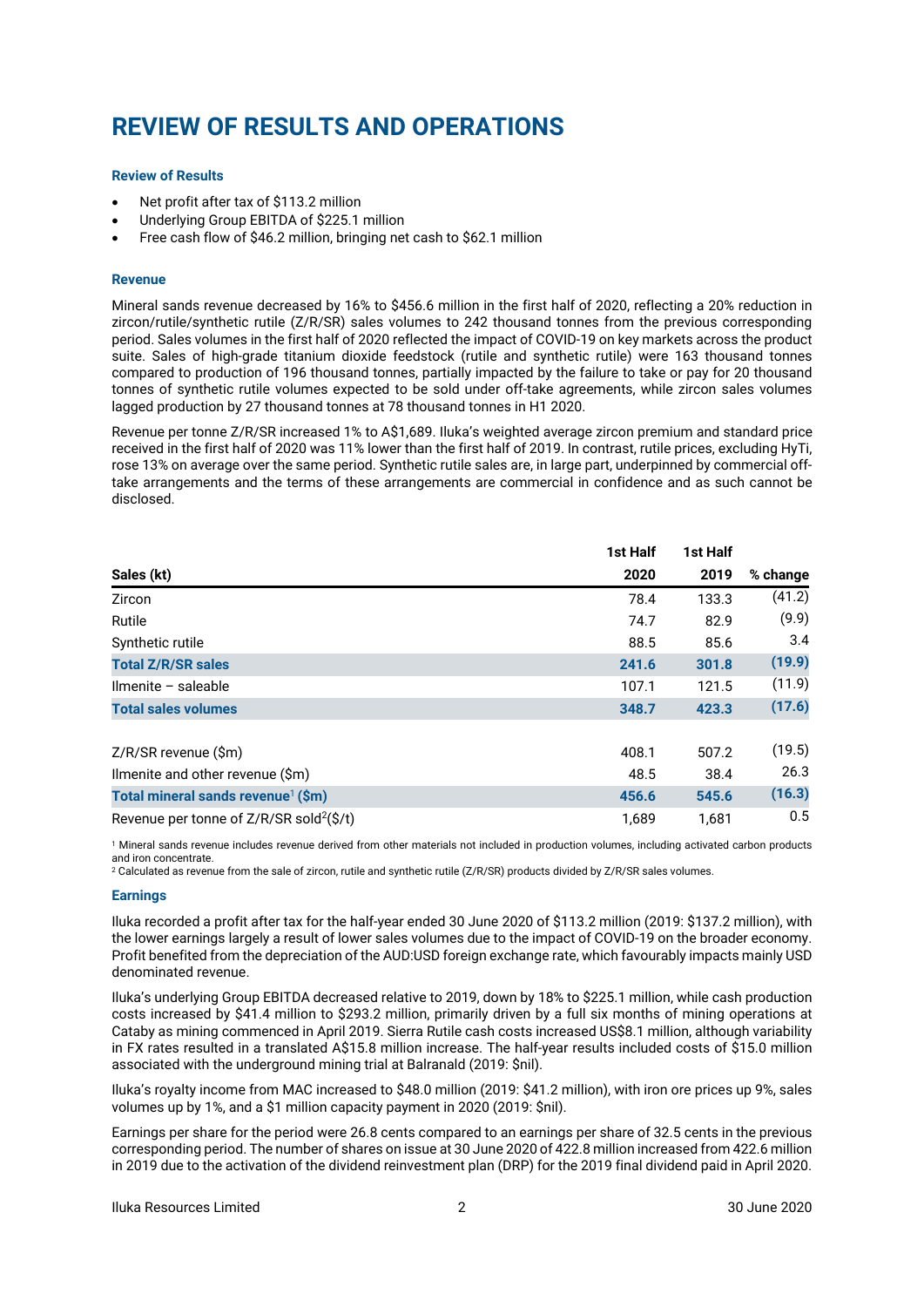# REVIEW OF RESULTS AND OPERATIONS

### Review of Results

- Net profit after tax of $113.2 million
- Underlying Group EBITDA of $225.1 million
- Free cash flow of $46.2 million, bringing net cash to $62.1 million

### Revenue

Mineral sands revenue decreased by 16% to $456.6 million in the first half of 2020, reflecting a 20% reduction in zircon/rutile/synthetic rutile (Z/R/SR) sales volumes to 242 thousand tonnes from the previous corresponding period. Sales volumes in the first half of 2020 reflected the impact of COVID-19 on key markets across the product suite. Sales of high-grade titanium dioxide feedstock (rutile and synthetic rutile) were 163 thousand tonnes compared to production of 196 thousand tonnes, partially impacted by the failure to take or pay for 20 thousand tonnes of synthetic rutile volumes expected to be sold under off-take agreements, while zircon sales volumes lagged production by 27 thousand tonnes at 78 thousand tonnes in H1 2020.

Revenue per tonne Z/R/SR increased 1% to A$1,689. Iluka's weighted average zircon premium and standard price received in the first half of 2020 was 11% lower than the first half of 2019. In contrast, rutile prices, excluding HyTi, rose 13% on average over the same period. Synthetic rutile sales are, in large part, underpinned by commercial off-take arrangements and the terms of these arrangements are commercial in confidence and as such cannot be disclosed.

| Sales (kt) | 1st Half 2020 | 1st Half 2019 | % change |
|---|---|---|---|
| Zircon | 78.4 | 133.3 | (41.2) |
| Rutile | 74.7 | 82.9 | (9.9) |
| Synthetic rutile | 88.5 | 85.6 | 3.4 |
| **Total Z/R/SR sales** | **241.6** | **301.8** | **(19.9)** |
| Ilmenite – saleable | 107.1 | 121.5 | (11.9) |
| **Total sales volumes** | **348.7** | **423.3** | **(17.6)** |
| | | | |
| Z/R/SR revenue ($m) | 408.1 | 507.2 | (19.5) |
| Ilmenite and other revenue ($m) | 48.5 | 38.4 | 26.3 |
| **Total mineral sands revenue[1] ($m)** | **456.6** | **545.6** | **(16.3)** |
| Revenue per tonne of Z/R/SR sold[2] ($/t) | 1,689 | 1,681 | 0.5 |

[1] Mineral sands revenue includes revenue derived from other materials not included in production volumes, including activated carbon products and iron concentrate.
[2] Calculated as revenue from the sale of zircon, rutile and synthetic rutile (Z/R/SR) products divided by Z/R/SR sales volumes.

### Earnings

Iluka recorded a profit after tax for the half-year ended 30 June 2020 of $113.2 million (2019: $137.2 million), with the lower earnings largely a result of lower sales volumes due to the impact of COVID-19 on the broader economy. Profit benefited from the depreciation of the AUD:USD foreign exchange rate, which favourably impacts mainly USD denominated revenue.

Iluka's underlying Group EBITDA decreased relative to 2019, down by 18% to $225.1 million, while cash production costs increased by $41.4 million to $293.2 million, primarily driven by a full six months of mining operations at Cataby as mining commenced in April 2019. Sierra Rutile cash costs increased US$8.1 million, although variability in FX rates resulted in a translated A$15.8 million increase. The half-year results included costs of $15.0 million associated with the underground mining trial at Balranald (2019: $nil).

Iluka's royalty income from MAC increased to $48.0 million (2019: $41.2 million), with iron ore prices up 9%, sales volumes up by 1%, and a $1 million capacity payment in 2020 (2019: $nil).

Earnings per share for the period were 26.8 cents compared to an earnings per share of 32.5 cents in the previous corresponding period. The number of shares on issue at 30 June 2020 of 422.8 million increased from 422.6 million in 2019 due to the activation of the dividend reinvestment plan (DRP) for the 2019 final dividend paid in April 2020.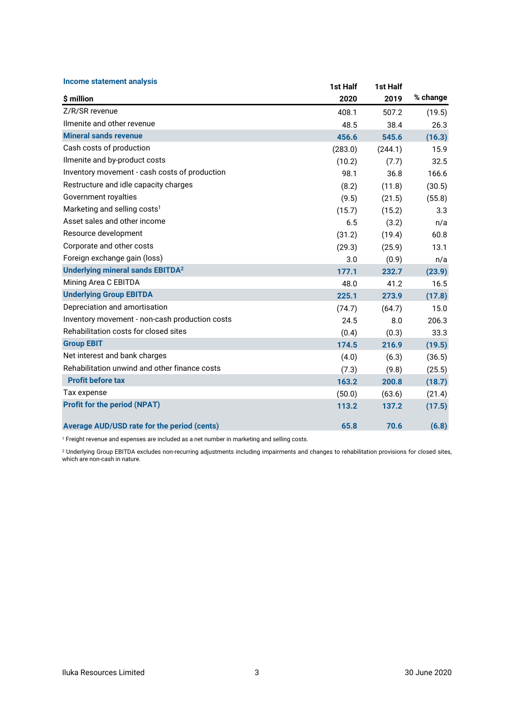**Income statement analysis**

| $ million | 1st Half 2020 | 1st Half 2019 | % change |
|---|---|---|---|
| Z/R/SR revenue | 408.1 | 507.2 | (19.5) |
| Ilmenite and other revenue | 48.5 | 38.4 | 26.3 |
| **Mineral sands revenue** | **456.6** | **545.6** | **(16.3)** |
| Cash costs of production | (283.0) | (244.1) | 15.9 |
| Ilmenite and by-product costs | (10.2) | (7.7) | 32.5 |
| Inventory movement - cash costs of production | 98.1 | 36.8 | 166.6 |
| Restructure and idle capacity charges | (8.2) | (11.8) | (30.5) |
| Government royalties | (9.5) | (21.5) | (55.8) |
| Marketing and selling costs[1] | (15.7) | (15.2) | 3.3 |
| Asset sales and other income | 6.5 | (3.2) | n/a |
| Resource development | (31.2) | (19.4) | 60.8 |
| Corporate and other costs | (29.3) | (25.9) | 13.1 |
| Foreign exchange gain (loss) | 3.0 | (0.9) | n/a |
| **Underlying mineral sands EBITDA[2]** | **177.1** | **232.7** | **(23.9)** |
| Mining Area C EBITDA | 48.0 | 41.2 | 16.5 |
| **Underlying Group EBITDA** | **225.1** | **273.9** | **(17.8)** |
| Depreciation and amortisation | (74.7) | (64.7) | 15.0 |
| Inventory movement - non-cash production costs | 24.5 | 8.0 | 206.3 |
| Rehabilitation costs for closed sites | (0.4) | (0.3) | 33.3 |
| **Group EBIT** | **174.5** | **216.9** | **(19.5)** |
| Net interest and bank charges | (4.0) | (6.3) | (36.5) |
| Rehabilitation unwind and other finance costs | (7.3) | (9.8) | (25.5) |
| **Profit before tax** | **163.2** | **200.8** | **(18.7)** |
| Tax expense | (50.0) | (63.6) | (21.4) |
| **Profit for the period (NPAT)** | **113.2** | **137.2** | **(17.5)** |
| | | | |
| **Average AUD/USD rate for the period (cents)** | **65.8** | **70.6** | **(6.8)** |

[1] Freight revenue and expenses are included as a net number in marketing and selling costs.

[2] Underlying Group EBITDA excludes non-recurring adjustments including impairments and changes to rehabilitation provisions for closed sites, which are non-cash in nature.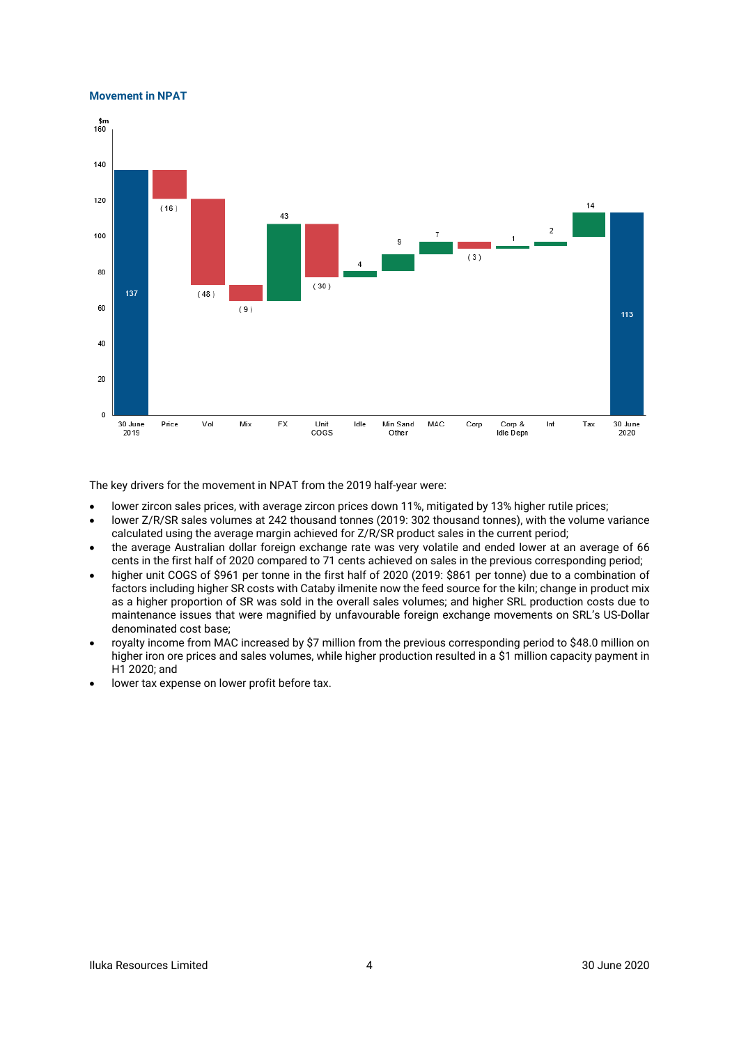### Movement in NPAT

| $m | 30 June 2019 | Price | Vol | Mix | FX | Unit COGS | Idle | Min Sand Other | MAC | Corp | Corp & Idle Depn | Int | Tax | 30 June 2020 |
|---|---|---|---|---|---|---|---|---|---|---|---|---|---|---|
| | 137 | (16) | (48) | (9) | 43 | (30) | 4 | 9 | 7 | (3) | 1 | 2 | 14 | 113 |

The key drivers for the movement in NPAT from the 2019 half-year were:

- lower zircon sales prices, with average zircon prices down 11%, mitigated by 13% higher rutile prices;
- lower Z/R/SR sales volumes at 242 thousand tonnes (2019: 302 thousand tonnes), with the volume variance calculated using the average margin achieved for Z/R/SR product sales in the current period;
- the average Australian dollar foreign exchange rate was very volatile and ended lower at an average of 66 cents in the first half of 2020 compared to 71 cents achieved on sales in the previous corresponding period;
- higher unit COGS of $961 per tonne in the first half of 2020 (2019: $861 per tonne) due to a combination of factors including higher SR costs with Cataby ilmenite now the feed source for the kiln; change in product mix as a higher proportion of SR was sold in the overall sales volumes; and higher SRL production costs due to maintenance issues that were magnified by unfavourable foreign exchange movements on SRL's US-Dollar denominated cost base;
- royalty income from MAC increased by $7 million from the previous corresponding period to $48.0 million on higher iron ore prices and sales volumes, while higher production resulted in a $1 million capacity payment in H1 2020; and
- lower tax expense on lower profit before tax.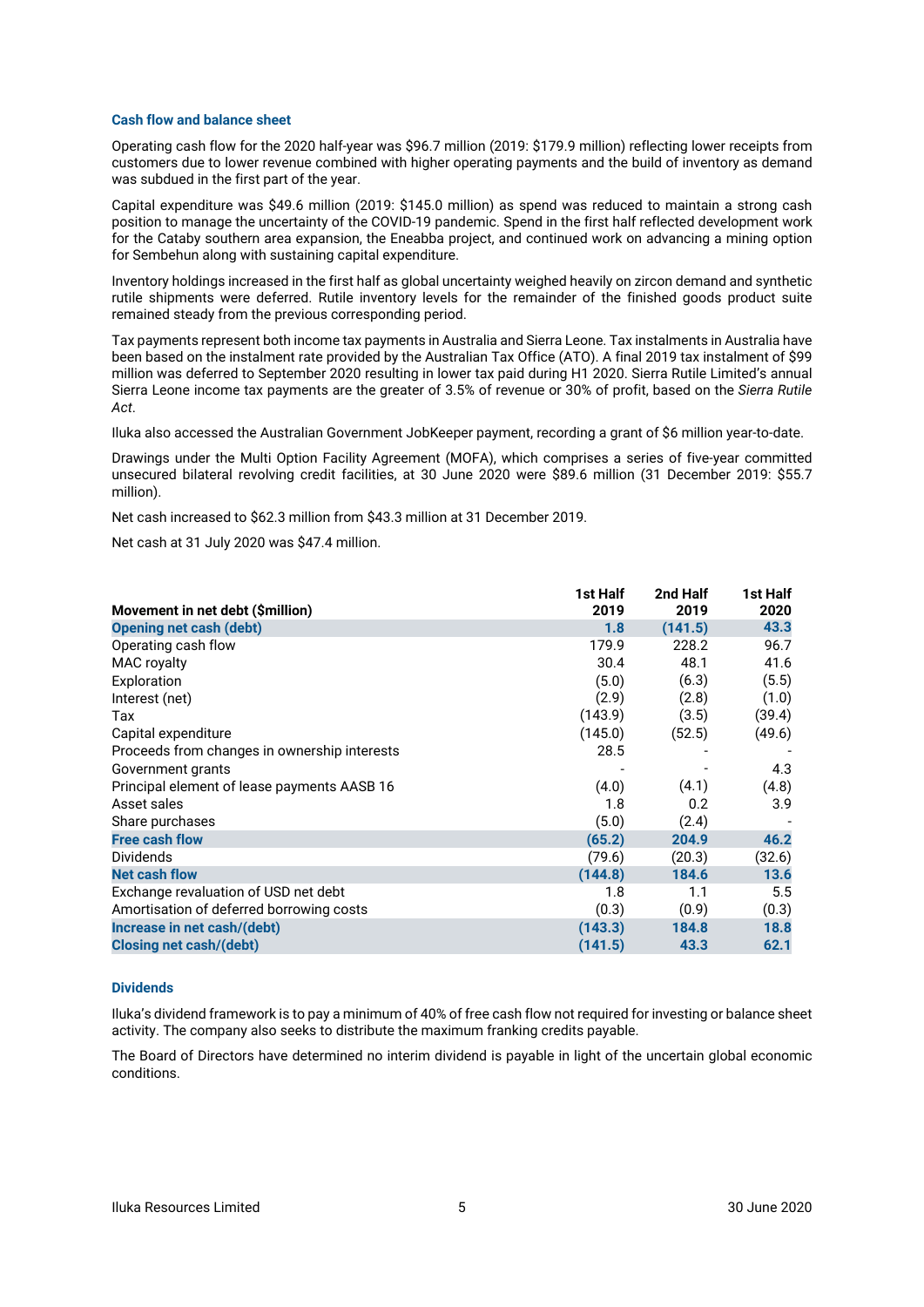### Cash flow and balance sheet

Operating cash flow for the 2020 half-year was $96.7 million (2019: $179.9 million) reflecting lower receipts from customers due to lower revenue combined with higher operating payments and the build of inventory as demand was subdued in the first part of the year.

Capital expenditure was $49.6 million (2019: $145.0 million) as spend was reduced to maintain a strong cash position to manage the uncertainty of the COVID-19 pandemic. Spend in the first half reflected development work for the Cataby southern area expansion, the Eneabba project, and continued work on advancing a mining option for Sembehun along with sustaining capital expenditure.

Inventory holdings increased in the first half as global uncertainty weighed heavily on zircon demand and synthetic rutile shipments were deferred. Rutile inventory levels for the remainder of the finished goods product suite remained steady from the previous corresponding period.

Tax payments represent both income tax payments in Australia and Sierra Leone. Tax instalments in Australia have been based on the instalment rate provided by the Australian Tax Office (ATO). A final 2019 tax instalment of $99 million was deferred to September 2020 resulting in lower tax paid during H1 2020. Sierra Rutile Limited's annual Sierra Leone income tax payments are the greater of 3.5% of revenue or 30% of profit, based on the *Sierra Rutile Act*.

Iluka also accessed the Australian Government JobKeeper payment, recording a grant of $6 million year-to-date.

Drawings under the Multi Option Facility Agreement (MOFA), which comprises a series of five-year committed unsecured bilateral revolving credit facilities, at 30 June 2020 were $89.6 million (31 December 2019: $55.7 million).

Net cash increased to $62.3 million from $43.3 million at 31 December 2019.

Net cash at 31 July 2020 was $47.4 million.

| Movement in net debt ($million) | 1st Half 2019 | 2nd Half 2019 | 1st Half 2020 |
|---|---|---|---|
| **Opening net cash (debt)** | **1.8** | **(141.5)** | **43.3** |
| Operating cash flow | 179.9 | 228.2 | 96.7 |
| MAC royalty | 30.4 | 48.1 | 41.6 |
| Exploration | (5.0) | (6.3) | (5.5) |
| Interest (net) | (2.9) | (2.8) | (1.0) |
| Tax | (143.9) | (3.5) | (39.4) |
| Capital expenditure | (145.0) | (52.5) | (49.6) |
| Proceeds from changes in ownership interests | 28.5 | - | - |
| Government grants | - | - | 4.3 |
| Principal element of lease payments AASB 16 | (4.0) | (4.1) | (4.8) |
| Asset sales | 1.8 | 0.2 | 3.9 |
| Share purchases | (5.0) | (2.4) | - |
| **Free cash flow** | **(65.2)** | **204.9** | **46.2** |
| Dividends | (79.6) | (20.3) | (32.6) |
| **Net cash flow** | **(144.8)** | **184.6** | **13.6** |
| Exchange revaluation of USD net debt | 1.8 | 1.1 | 5.5 |
| Amortisation of deferred borrowing costs | (0.3) | (0.9) | (0.3) |
| **Increase in net cash/(debt)** | **(143.3)** | **184.8** | **18.8** |
| **Closing net cash/(debt)** | **(141.5)** | **43.3** | **62.1** |

### Dividends

Iluka's dividend framework is to pay a minimum of 40% of free cash flow not required for investing or balance sheet activity. The company also seeks to distribute the maximum franking credits payable.

The Board of Directors have determined no interim dividend is payable in light of the uncertain global economic conditions.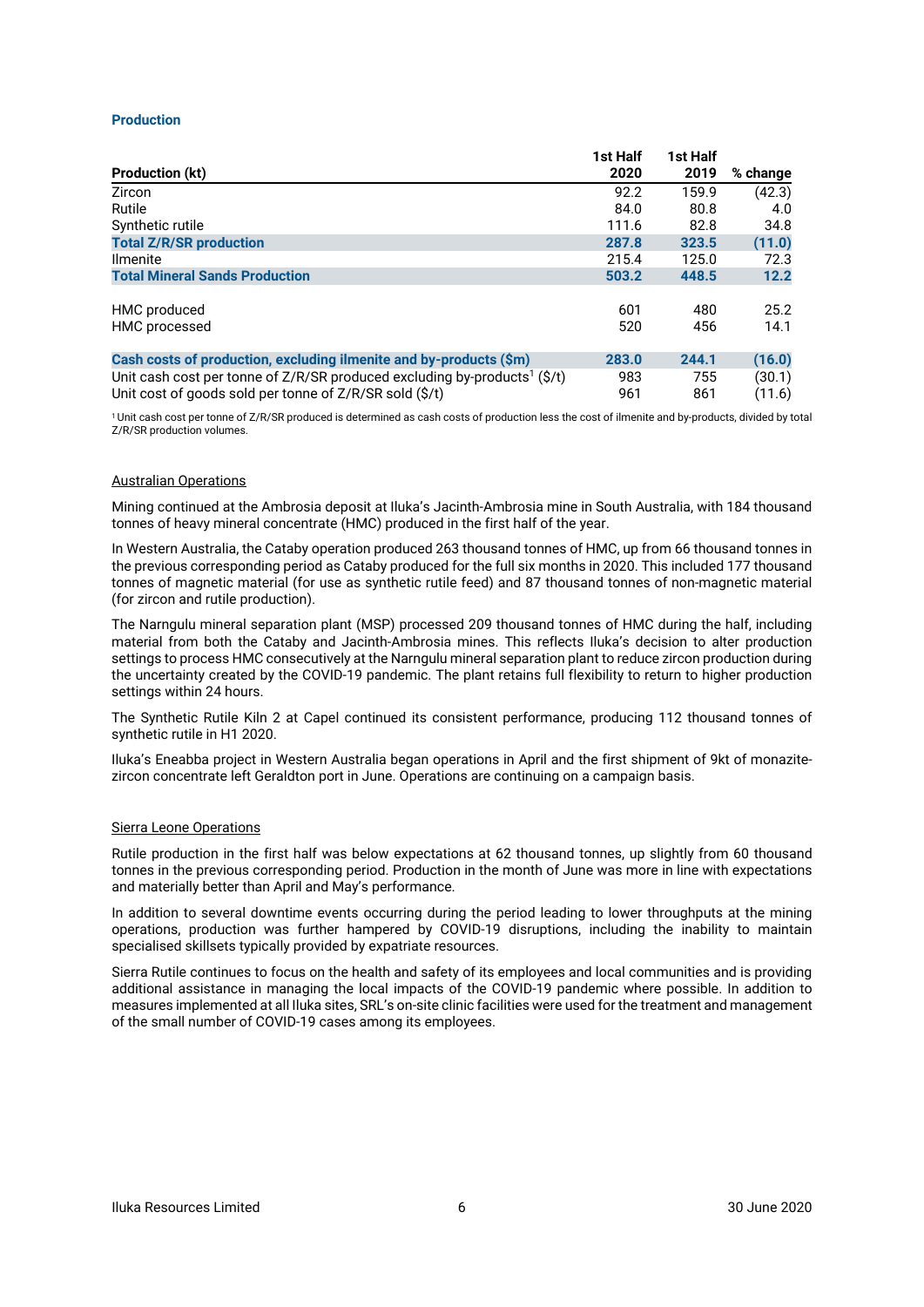### Production

| Production (kt) | 1st Half 2020 | 1st Half 2019 | % change |
|---|---|---|---|
| Zircon | 92.2 | 159.9 | (42.3) |
| Rutile | 84.0 | 80.8 | 4.0 |
| Synthetic rutile | 111.6 | 82.8 | 34.8 |
| **Total Z/R/SR production** | **287.8** | **323.5** | **(11.0)** |
| Ilmenite | 215.4 | 125.0 | 72.3 |
| **Total Mineral Sands Production** | **503.2** | **448.5** | **12.2** |
| | | | |
| HMC produced | 601 | 480 | 25.2 |
| HMC processed | 520 | 456 | 14.1 |
| | | | |
| **Cash costs of production, excluding ilmenite and by-products ($m)** | **283.0** | **244.1** | **(16.0)** |
| Unit cash cost per tonne of Z/R/SR produced excluding by-products[1] ($/t) | 983 | 755 | (30.1) |
| Unit cost of goods sold per tonne of Z/R/SR sold ($/t) | 961 | 861 | (11.6) |

[1] Unit cash cost per tonne of Z/R/SR produced is determined as cash costs of production less the cost of ilmenite and by-products, divided by total Z/R/SR production volumes.

#### Australian Operations

Mining continued at the Ambrosia deposit at Iluka's Jacinth-Ambrosia mine in South Australia, with 184 thousand tonnes of heavy mineral concentrate (HMC) produced in the first half of the year.

In Western Australia, the Cataby operation produced 263 thousand tonnes of HMC, up from 66 thousand tonnes in the previous corresponding period as Cataby produced for the full six months in 2020. This included 177 thousand tonnes of magnetic material (for use as synthetic rutile feed) and 87 thousand tonnes of non-magnetic material (for zircon and rutile production).

The Narngulu mineral separation plant (MSP) processed 209 thousand tonnes of HMC during the half, including material from both the Cataby and Jacinth-Ambrosia mines. This reflects Iluka's decision to alter production settings to process HMC consecutively at the Narngulu mineral separation plant to reduce zircon production during the uncertainty created by the COVID-19 pandemic. The plant retains full flexibility to return to higher production settings within 24 hours.

The Synthetic Rutile Kiln 2 at Capel continued its consistent performance, producing 112 thousand tonnes of synthetic rutile in H1 2020.

Iluka's Eneabba project in Western Australia began operations in April and the first shipment of 9kt of monazite-zircon concentrate left Geraldton port in June. Operations are continuing on a campaign basis.

#### Sierra Leone Operations

Rutile production in the first half was below expectations at 62 thousand tonnes, up slightly from 60 thousand tonnes in the previous corresponding period. Production in the month of June was more in line with expectations and materially better than April and May's performance.

In addition to several downtime events occurring during the period leading to lower throughputs at the mining operations, production was further hampered by COVID-19 disruptions, including the inability to maintain specialised skillsets typically provided by expatriate resources.

Sierra Rutile continues to focus on the health and safety of its employees and local communities and is providing additional assistance in managing the local impacts of the COVID-19 pandemic where possible. In addition to measures implemented at all Iluka sites, SRL's on-site clinic facilities were used for the treatment and management of the small number of COVID-19 cases among its employees.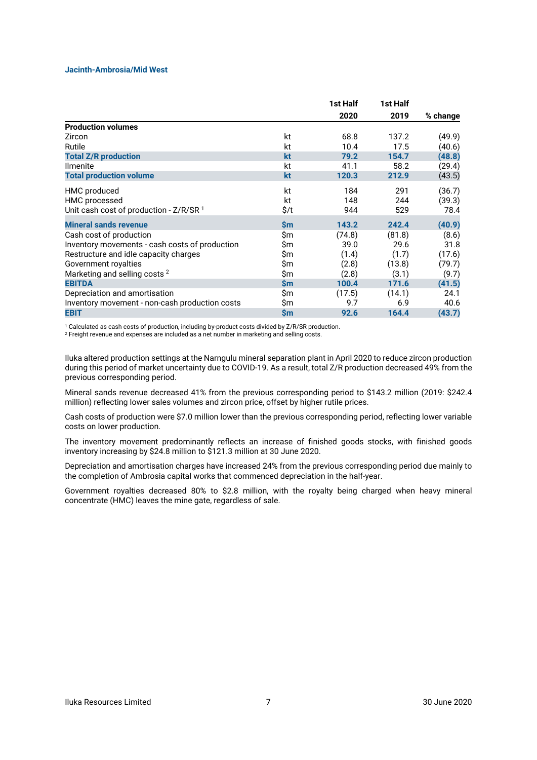### Jacinth-Ambrosia/Mid West

| | | 1st Half 2020 | 1st Half 2019 | % change |
|---|---|---|---|---|
| **Production volumes** | | | | |
| Zircon | kt | 68.8 | 137.2 | (49.9) |
| Rutile | kt | 10.4 | 17.5 | (40.6) |
| **Total Z/R production** | **kt** | **79.2** | **154.7** | **(48.8)** |
| Ilmenite | kt | 41.1 | 58.2 | (29.4) |
| **Total production volume** | **kt** | **120.3** | **212.9** | (43.5) |
| HMC produced | kt | 184 | 291 | (36.7) |
| HMC processed | kt | 148 | 244 | (39.3) |
| Unit cash cost of production - Z/R/SR [1] | $/t | 944 | 529 | 78.4 |
| **Mineral sands revenue** | **$m** | **143.2** | **242.4** | **(40.9)** |
| Cash cost of production | $m | (74.8) | (81.8) | (8.6) |
| Inventory movements - cash costs of production | $m | 39.0 | 29.6 | 31.8 |
| Restructure and idle capacity charges | $m | (1.4) | (1.7) | (17.6) |
| Government royalties | $m | (2.8) | (13.8) | (79.7) |
| Marketing and selling costs [2] | $m | (2.8) | (3.1) | (9.7) |
| **EBITDA** | **$m** | **100.4** | **171.6** | **(41.5)** |
| Depreciation and amortisation | $m | (17.5) | (14.1) | 24.1 |
| Inventory movement - non-cash production costs | $m | 9.7 | 6.9 | 40.6 |
| **EBIT** | **$m** | **92.6** | **164.4** | **(43.7)** |

[1] Calculated as cash costs of production, including by-product costs divided by Z/R/SR production.
[2] Freight revenue and expenses are included as a net number in marketing and selling costs.

Iluka altered production settings at the Narngulu mineral separation plant in April 2020 to reduce zircon production during this period of market uncertainty due to COVID-19. As a result, total Z/R production decreased 49% from the previous corresponding period.

Mineral sands revenue decreased 41% from the previous corresponding period to $143.2 million (2019: $242.4 million) reflecting lower sales volumes and zircon price, offset by higher rutile prices.

Cash costs of production were $7.0 million lower than the previous corresponding period, reflecting lower variable costs on lower production.

The inventory movement predominantly reflects an increase of finished goods stocks, with finished goods inventory increasing by $24.8 million to $121.3 million at 30 June 2020.

Depreciation and amortisation charges have increased 24% from the previous corresponding period due mainly to the completion of Ambrosia capital works that commenced depreciation in the half-year.

Government royalties decreased 80% to $2.8 million, with the royalty being charged when heavy mineral concentrate (HMC) leaves the mine gate, regardless of sale.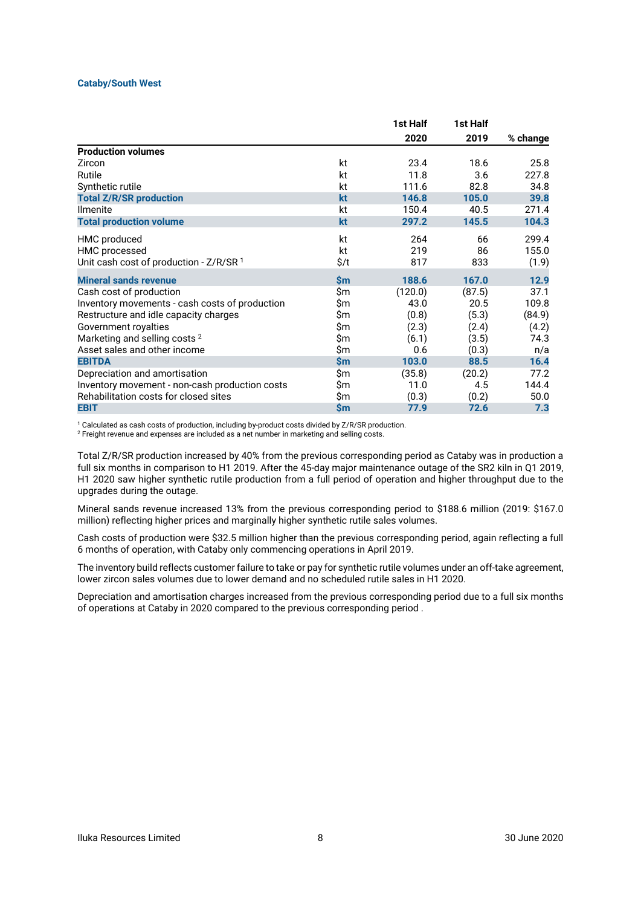### Cataby/South West

| | | 1st Half 2020 | 1st Half 2019 | % change |
|---|---|---|---|---|
| **Production volumes** | | | | |
| Zircon | kt | 23.4 | 18.6 | 25.8 |
| Rutile | kt | 11.8 | 3.6 | 227.8 |
| Synthetic rutile | kt | 111.6 | 82.8 | 34.8 |
| **Total Z/R/SR production** | **kt** | **146.8** | **105.0** | **39.8** |
| Ilmenite | kt | 150.4 | 40.5 | 271.4 |
| **Total production volume** | **kt** | **297.2** | **145.5** | **104.3** |
| HMC produced | kt | 264 | 66 | 299.4 |
| HMC processed | kt | 219 | 86 | 155.0 |
| Unit cash cost of production - Z/R/SR [1] | $/t | 817 | 833 | (1.9) |
| **Mineral sands revenue** | **$m** | **188.6** | **167.0** | **12.9** |
| Cash cost of production | $m | (120.0) | (87.5) | 37.1 |
| Inventory movements - cash costs of production | $m | 43.0 | 20.5 | 109.8 |
| Restructure and idle capacity charges | $m | (0.8) | (5.3) | (84.9) |
| Government royalties | $m | (2.3) | (2.4) | (4.2) |
| Marketing and selling costs [2] | $m | (6.1) | (3.5) | 74.3 |
| Asset sales and other income | $m | 0.6 | (0.3) | n/a |
| **EBITDA** | **$m** | **103.0** | **88.5** | **16.4** |
| Depreciation and amortisation | $m | (35.8) | (20.2) | 77.2 |
| Inventory movement - non-cash production costs | $m | 11.0 | 4.5 | 144.4 |
| Rehabilitation costs for closed sites | $m | (0.3) | (0.2) | 50.0 |
| **EBIT** | **$m** | **77.9** | **72.6** | **7.3** |

[1] Calculated as cash costs of production, including by-product costs divided by Z/R/SR production.
[2] Freight revenue and expenses are included as a net number in marketing and selling costs.

Total Z/R/SR production increased by 40% from the previous corresponding period as Cataby was in production a full six months in comparison to H1 2019. After the 45-day major maintenance outage of the SR2 kiln in Q1 2019, H1 2020 saw higher synthetic rutile production from a full period of operation and higher throughput due to the upgrades during the outage.

Mineral sands revenue increased 13% from the previous corresponding period to $188.6 million (2019: $167.0 million) reflecting higher prices and marginally higher synthetic rutile sales volumes.

Cash costs of production were $32.5 million higher than the previous corresponding period, again reflecting a full 6 months of operation, with Cataby only commencing operations in April 2019.

The inventory build reflects customer failure to take or pay for synthetic rutile volumes under an off-take agreement, lower zircon sales volumes due to lower demand and no scheduled rutile sales in H1 2020.

Depreciation and amortisation charges increased from the previous corresponding period due to a full six months of operations at Cataby in 2020 compared to the previous corresponding period .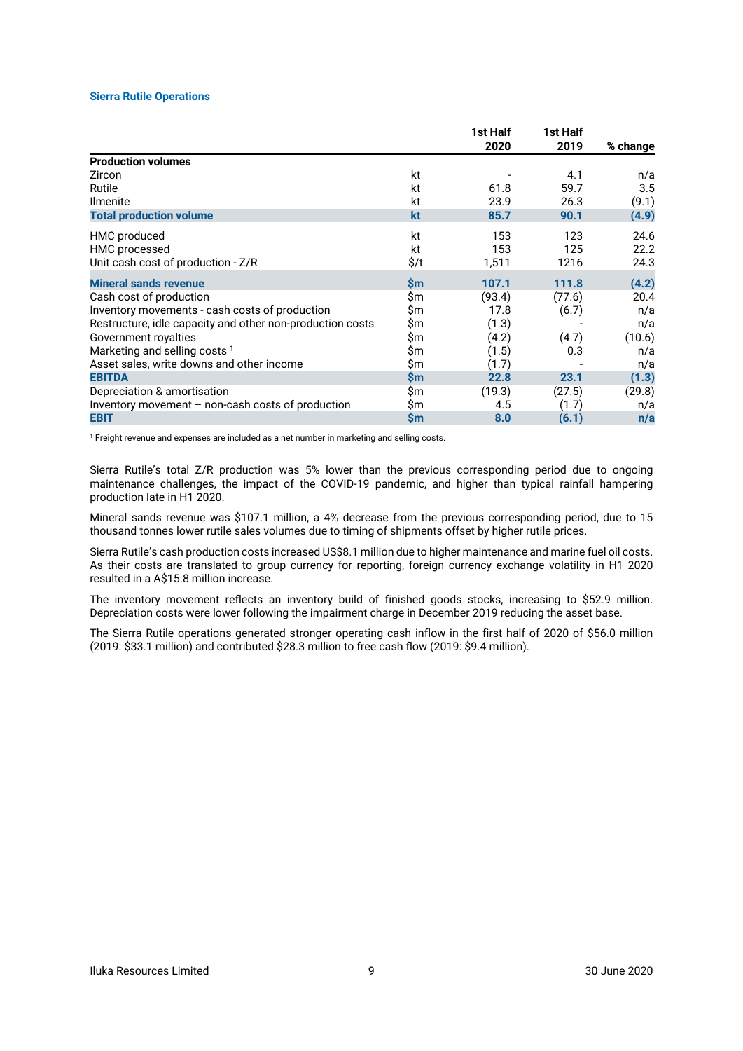### Sierra Rutile Operations

| | | 1st Half 2020 | 1st Half 2019 | % change |
|---|---|---|---|---|
| **Production volumes** | | | | |
| Zircon | kt | - | 4.1 | n/a |
| Rutile | kt | 61.8 | 59.7 | 3.5 |
| Ilmenite | kt | 23.9 | 26.3 | (9.1) |
| **Total production volume** | **kt** | **85.7** | **90.1** | **(4.9)** |
| HMC produced | kt | 153 | 123 | 24.6 |
| HMC processed | kt | 153 | 125 | 22.2 |
| Unit cash cost of production - Z/R | $/t | 1,511 | 1216 | 24.3 |
| **Mineral sands revenue** | **$m** | **107.1** | **111.8** | **(4.2)** |
| Cash cost of production | $m | (93.4) | (77.6) | 20.4 |
| Inventory movements - cash costs of production | $m | 17.8 | (6.7) | n/a |
| Restructure, idle capacity and other non-production costs | $m | (1.3) | - | n/a |
| Government royalties | $m | (4.2) | (4.7) | (10.6) |
| Marketing and selling costs [1] | $m | (1.5) | 0.3 | n/a |
| Asset sales, write downs and other income | $m | (1.7) | - | n/a |
| **EBITDA** | **$m** | **22.8** | **23.1** | **(1.3)** |
| Depreciation & amortisation | $m | (19.3) | (27.5) | (29.8) |
| Inventory movement – non-cash costs of production | $m | 4.5 | (1.7) | n/a |
| **EBIT** | **$m** | **8.0** | **(6.1)** | **n/a** |

[1] Freight revenue and expenses are included as a net number in marketing and selling costs.

Sierra Rutile's total Z/R production was 5% lower than the previous corresponding period due to ongoing maintenance challenges, the impact of the COVID-19 pandemic, and higher than typical rainfall hampering production late in H1 2020.

Mineral sands revenue was $107.1 million, a 4% decrease from the previous corresponding period, due to 15 thousand tonnes lower rutile sales volumes due to timing of shipments offset by higher rutile prices.

Sierra Rutile's cash production costs increased US$8.1 million due to higher maintenance and marine fuel oil costs. As their costs are translated to group currency for reporting, foreign currency exchange volatility in H1 2020 resulted in a A$15.8 million increase.

The inventory movement reflects an inventory build of finished goods stocks, increasing to $52.9 million. Depreciation costs were lower following the impairment charge in December 2019 reducing the asset base.

The Sierra Rutile operations generated stronger operating cash inflow in the first half of 2020 of $56.0 million (2019: $33.1 million) and contributed $28.3 million to free cash flow (2019: $9.4 million).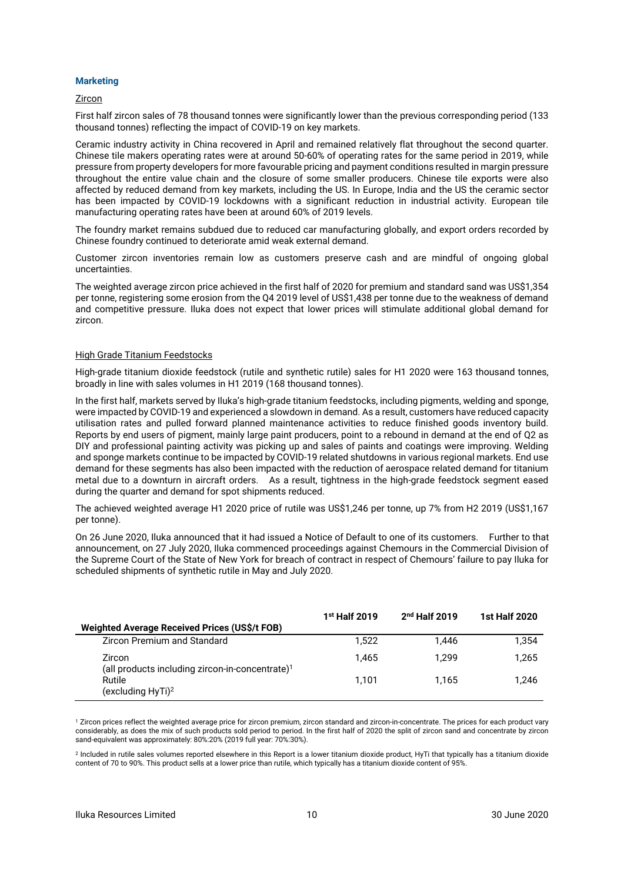## Marketing

### Zircon

First half zircon sales of 78 thousand tonnes were significantly lower than the previous corresponding period (133 thousand tonnes) reflecting the impact of COVID-19 on key markets.

Ceramic industry activity in China recovered in April and remained relatively flat throughout the second quarter. Chinese tile makers operating rates were at around 50-60% of operating rates for the same period in 2019, while pressure from property developers for more favourable pricing and payment conditions resulted in margin pressure throughout the entire value chain and the closure of some smaller producers. Chinese tile exports were also affected by reduced demand from key markets, including the US. In Europe, India and the US the ceramic sector has been impacted by COVID-19 lockdowns with a significant reduction in industrial activity. European tile manufacturing operating rates have been at around 60% of 2019 levels.

The foundry market remains subdued due to reduced car manufacturing globally, and export orders recorded by Chinese foundry continued to deteriorate amid weak external demand.

Customer zircon inventories remain low as customers preserve cash and are mindful of ongoing global uncertainties.

The weighted average zircon price achieved in the first half of 2020 for premium and standard sand was US$1,354 per tonne, registering some erosion from the Q4 2019 level of US$1,438 per tonne due to the weakness of demand and competitive pressure. Iluka does not expect that lower prices will stimulate additional global demand for zircon.

### High Grade Titanium Feedstocks

High-grade titanium dioxide feedstock (rutile and synthetic rutile) sales for H1 2020 were 163 thousand tonnes, broadly in line with sales volumes in H1 2019 (168 thousand tonnes).

In the first half, markets served by Iluka's high-grade titanium feedstocks, including pigments, welding and sponge, were impacted by COVID-19 and experienced a slowdown in demand. As a result, customers have reduced capacity utilisation rates and pulled forward planned maintenance activities to reduce finished goods inventory build. Reports by end users of pigment, mainly large paint producers, point to a rebound in demand at the end of Q2 as DIY and professional painting activity was picking up and sales of paints and coatings were improving. Welding and sponge markets continue to be impacted by COVID-19 related shutdowns in various regional markets. End use demand for these segments has also been impacted with the reduction of aerospace related demand for titanium metal due to a downturn in aircraft orders. As a result, tightness in the high-grade feedstock segment eased during the quarter and demand for spot shipments reduced.

The achieved weighted average H1 2020 price of rutile was US$1,246 per tonne, up 7% from H2 2019 (US$1,167 per tonne).

On 26 June 2020, Iluka announced that it had issued a Notice of Default to one of its customers. Further to that announcement, on 27 July 2020, Iluka commenced proceedings against Chemours in the Commercial Division of the Supreme Court of the State of New York for breach of contract in respect of Chemours' failure to pay Iluka for scheduled shipments of synthetic rutile in May and July 2020.

| Weighted Average Received Prices (US$/t FOB) | 1st Half 2019 | 2nd Half 2019 | 1st Half 2020 |
|---|---|---|---|
| Zircon Premium and Standard | 1,522 | 1,446 | 1,354 |
| Zircon (all products including zircon-in-concentrate)[1] | 1,465 | 1,299 | 1,265 |
| Rutile (excluding HyTi)[2] | 1,101 | 1,165 | 1,246 |

[1] Zircon prices reflect the weighted average price for zircon premium, zircon standard and zircon-in-concentrate. The prices for each product vary considerably, as does the mix of such products sold period to period. In the first half of 2020 the split of zircon sand and concentrate by zircon sand-equivalent was approximately: 80%:20% (2019 full year: 70%:30%).

[2] Included in rutile sales volumes reported elsewhere in this Report is a lower titanium dioxide product, HyTi that typically has a titanium dioxide content of 70 to 90%. This product sells at a lower price than rutile, which typically has a titanium dioxide content of 95%.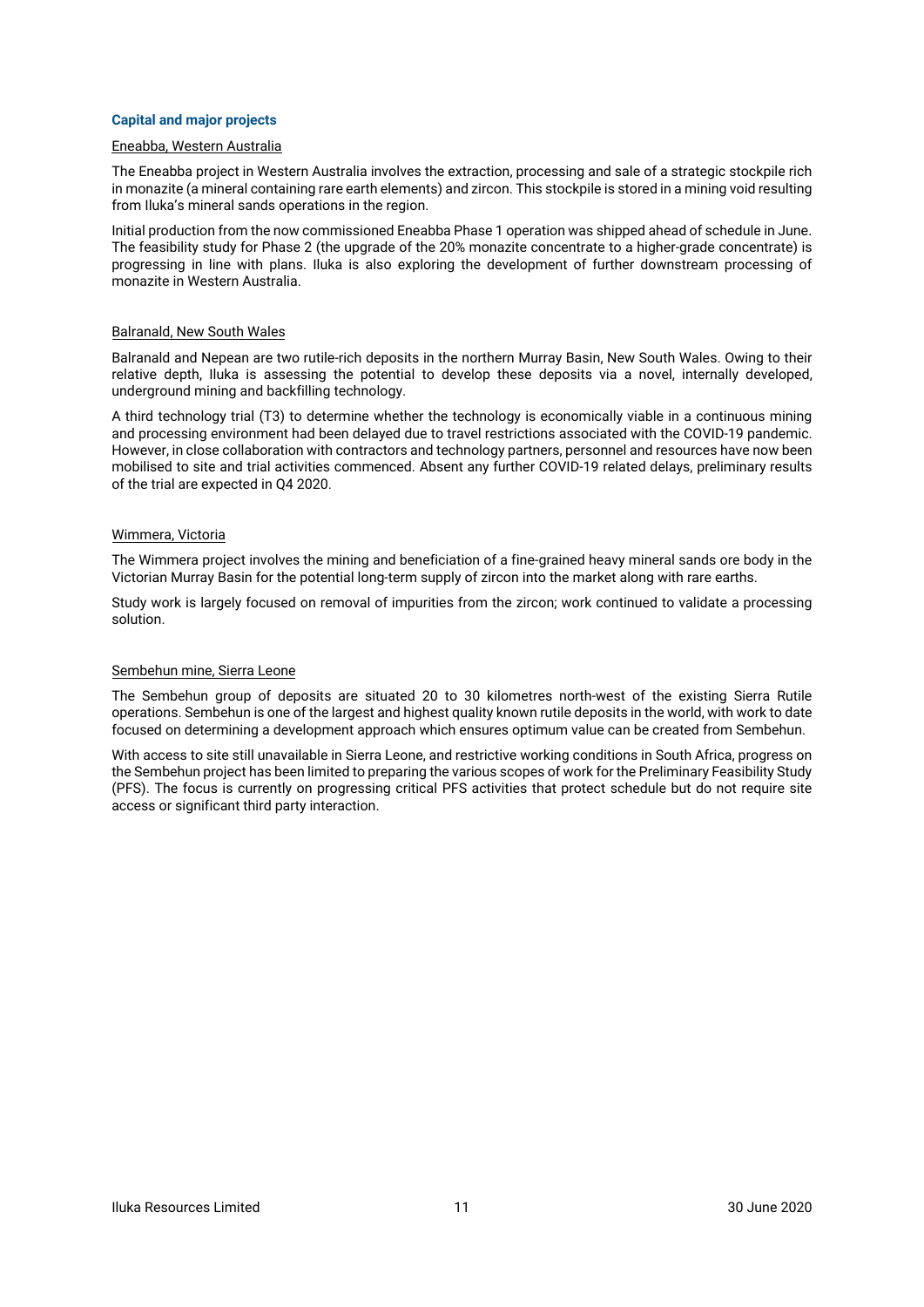### Capital and major projects

#### Eneabba, Western Australia

The Eneabba project in Western Australia involves the extraction, processing and sale of a strategic stockpile rich in monazite (a mineral containing rare earth elements) and zircon. This stockpile is stored in a mining void resulting from Iluka's mineral sands operations in the region.

Initial production from the now commissioned Eneabba Phase 1 operation was shipped ahead of schedule in June. The feasibility study for Phase 2 (the upgrade of the 20% monazite concentrate to a higher-grade concentrate) is progressing in line with plans. Iluka is also exploring the development of further downstream processing of monazite in Western Australia.

#### Balranald, New South Wales

Balranald and Nepean are two rutile-rich deposits in the northern Murray Basin, New South Wales. Owing to their relative depth, Iluka is assessing the potential to develop these deposits via a novel, internally developed, underground mining and backfilling technology.

A third technology trial (T3) to determine whether the technology is economically viable in a continuous mining and processing environment had been delayed due to travel restrictions associated with the COVID-19 pandemic. However, in close collaboration with contractors and technology partners, personnel and resources have now been mobilised to site and trial activities commenced. Absent any further COVID-19 related delays, preliminary results of the trial are expected in Q4 2020.

#### Wimmera, Victoria

The Wimmera project involves the mining and beneficiation of a fine-grained heavy mineral sands ore body in the Victorian Murray Basin for the potential long-term supply of zircon into the market along with rare earths.

Study work is largely focused on removal of impurities from the zircon; work continued to validate a processing solution.

#### Sembehun mine, Sierra Leone

The Sembehun group of deposits are situated 20 to 30 kilometres north-west of the existing Sierra Rutile operations. Sembehun is one of the largest and highest quality known rutile deposits in the world, with work to date focused on determining a development approach which ensures optimum value can be created from Sembehun.

With access to site still unavailable in Sierra Leone, and restrictive working conditions in South Africa, progress on the Sembehun project has been limited to preparing the various scopes of work for the Preliminary Feasibility Study (PFS). The focus is currently on progressing critical PFS activities that protect schedule but do not require site access or significant third party interaction.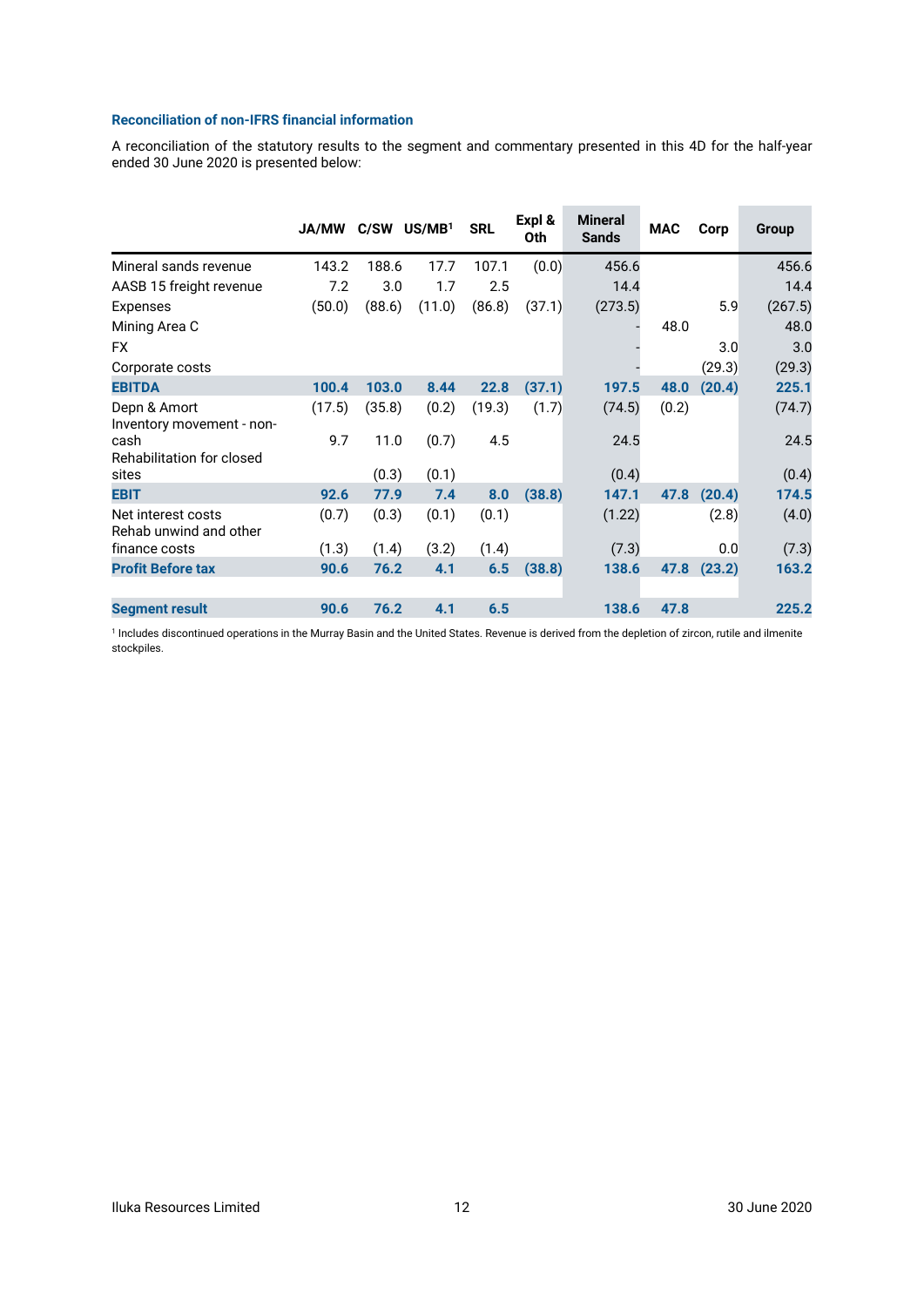### Reconciliation of non-IFRS financial information

A reconciliation of the statutory results to the segment and commentary presented in this 4D for the half-year ended 30 June 2020 is presented below:

| | JA/MW | C/SW | US/MB[1] | SRL | Expl & Oth | Mineral Sands | MAC | Corp | Group |
|---|---|---|---|---|---|---|---|---|---|
| Mineral sands revenue | 143.2 | 188.6 | 17.7 | 107.1 | (0.0) | 456.6 | | | 456.6 |
| AASB 15 freight revenue | 7.2 | 3.0 | 1.7 | 2.5 | | 14.4 | | | 14.4 |
| Expenses | (50.0) | (88.6) | (11.0) | (86.8) | (37.1) | (273.5) | | 5.9 | (267.5) |
| Mining Area C | | | | | | - | 48.0 | | 48.0 |
| FX | | | | | | - | | 3.0 | 3.0 |
| Corporate costs | | | | | | - | | (29.3) | (29.3) |
| **EBITDA** | **100.4** | **103.0** | **8.44** | **22.8** | **(37.1)** | **197.5** | **48.0** | **(20.4)** | **225.1** |
| Depn & Amort | (17.5) | (35.8) | (0.2) | (19.3) | (1.7) | (74.5) | (0.2) | | (74.7) |
| Inventory movement - non-cash | 9.7 | 11.0 | (0.7) | 4.5 | | 24.5 | | | 24.5 |
| Rehabilitation for closed sites | | (0.3) | (0.1) | | | (0.4) | | | (0.4) |
| **EBIT** | **92.6** | **77.9** | **7.4** | **8.0** | **(38.8)** | **147.1** | **47.8** | **(20.4)** | **174.5** |
| Net interest costs | (0.7) | (0.3) | (0.1) | (0.1) | | (1.22) | | (2.8) | (4.0) |
| Rehab unwind and other finance costs | (1.3) | (1.4) | (3.2) | (1.4) | | (7.3) | | 0.0 | (7.3) |
| **Profit Before tax** | **90.6** | **76.2** | **4.1** | **6.5** | **(38.8)** | **138.6** | **47.8** | **(23.2)** | **163.2** |
| | | | | | | | | | |
| **Segment result** | **90.6** | **76.2** | **4.1** | **6.5** | | **138.6** | **47.8** | | **225.2** |

[1] Includes discontinued operations in the Murray Basin and the United States. Revenue is derived from the depletion of zircon, rutile and ilmenite stockpiles.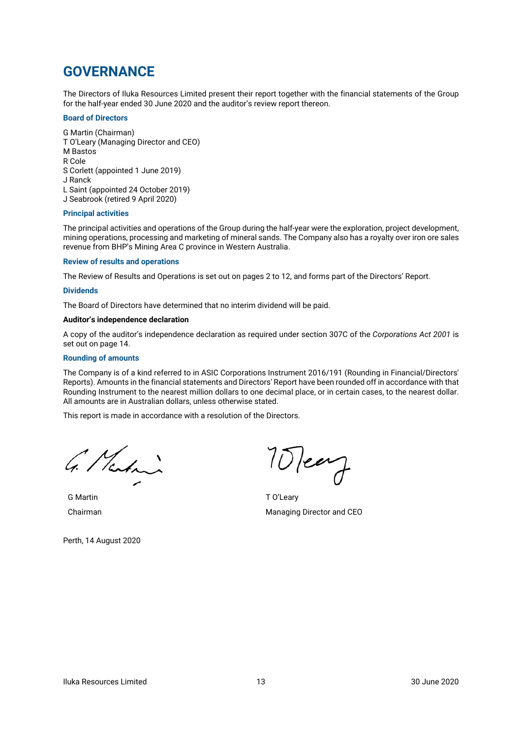# GOVERNANCE

The Directors of Iluka Resources Limited present their report together with the financial statements of the Group for the half-year ended 30 June 2020 and the auditor's review report thereon.

### Board of Directors

G Martin (Chairman)
T O'Leary (Managing Director and CEO)
M Bastos
R Cole
S Corlett (appointed 1 June 2019)
J Ranck
L Saint (appointed 24 October 2019)
J Seabrook (retired 9 April 2020)

### Principal activities

The principal activities and operations of the Group during the half-year were the exploration, project development, mining operations, processing and marketing of mineral sands. The Company also has a royalty over iron ore sales revenue from BHP's Mining Area C province in Western Australia.

### Review of results and operations

The Review of Results and Operations is set out on pages 2 to 12, and forms part of the Directors' Report.

### Dividends

The Board of Directors have determined that no interim dividend will be paid.

**Auditor's independence declaration**

A copy of the auditor's independence declaration as required under section 307C of the *Corporations Act 2001* is set out on page 14.

### Rounding of amounts

The Company is of a kind referred to in ASIC Corporations Instrument 2016/191 (Rounding in Financial/Directors' Reports). Amounts in the financial statements and Directors' Report have been rounded off in accordance with that Rounding Instrument to the nearest million dollars to one decimal place, or in certain cases, to the nearest dollar. All amounts are in Australian dollars, unless otherwise stated.

This report is made in accordance with a resolution of the Directors.

G Martin
Chairman

T O'Leary
Managing Director and CEO

Perth, 14 August 2020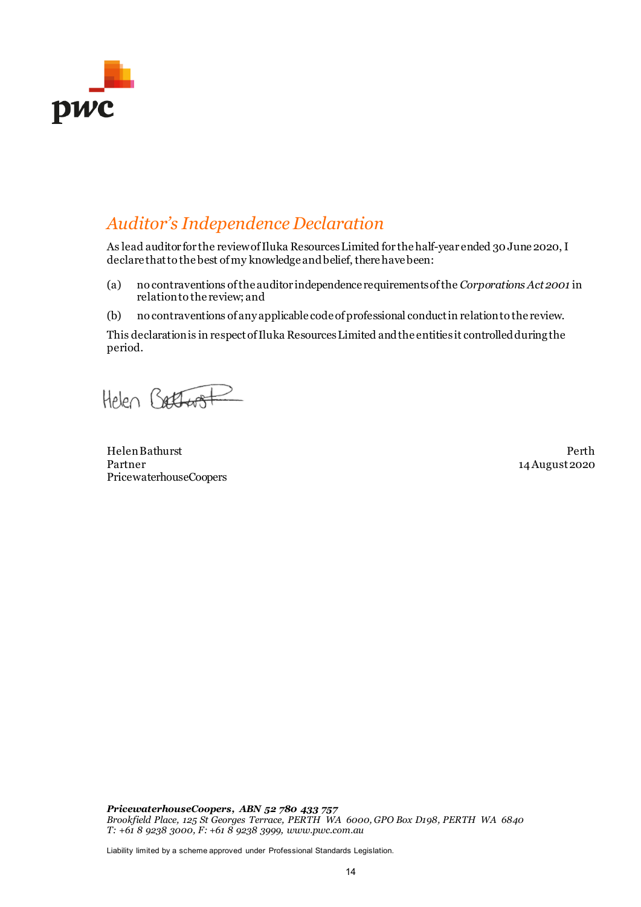# *Auditor's Independence Declaration*

As lead auditor for the review of Iluka Resources Limited for the half-year ended 30 June 2020, I declare that to the best of my knowledge and belief, there have been:

(a) no contraventions of the auditor independence requirements of the *Corporations Act 2001* in relation to the review; and

(b) no contraventions of any applicable code of professional conduct in relation to the review.

This declaration is in respect of Iluka Resources Limited and the entities it controlled during the period.

Helen Bathurst
Partner
PricewaterhouseCoopers

Perth
14 August 2020

***PricewaterhouseCoopers, ABN 52 780 433 757***
*Brookfield Place, 125 St Georges Terrace, PERTH WA 6000, GPO Box D198, PERTH WA 6840*
*T: +61 8 9238 3000, F: +61 8 9238 3999, www.pwc.com.au*

Liability limited by a scheme approved under Professional Standards Legislation.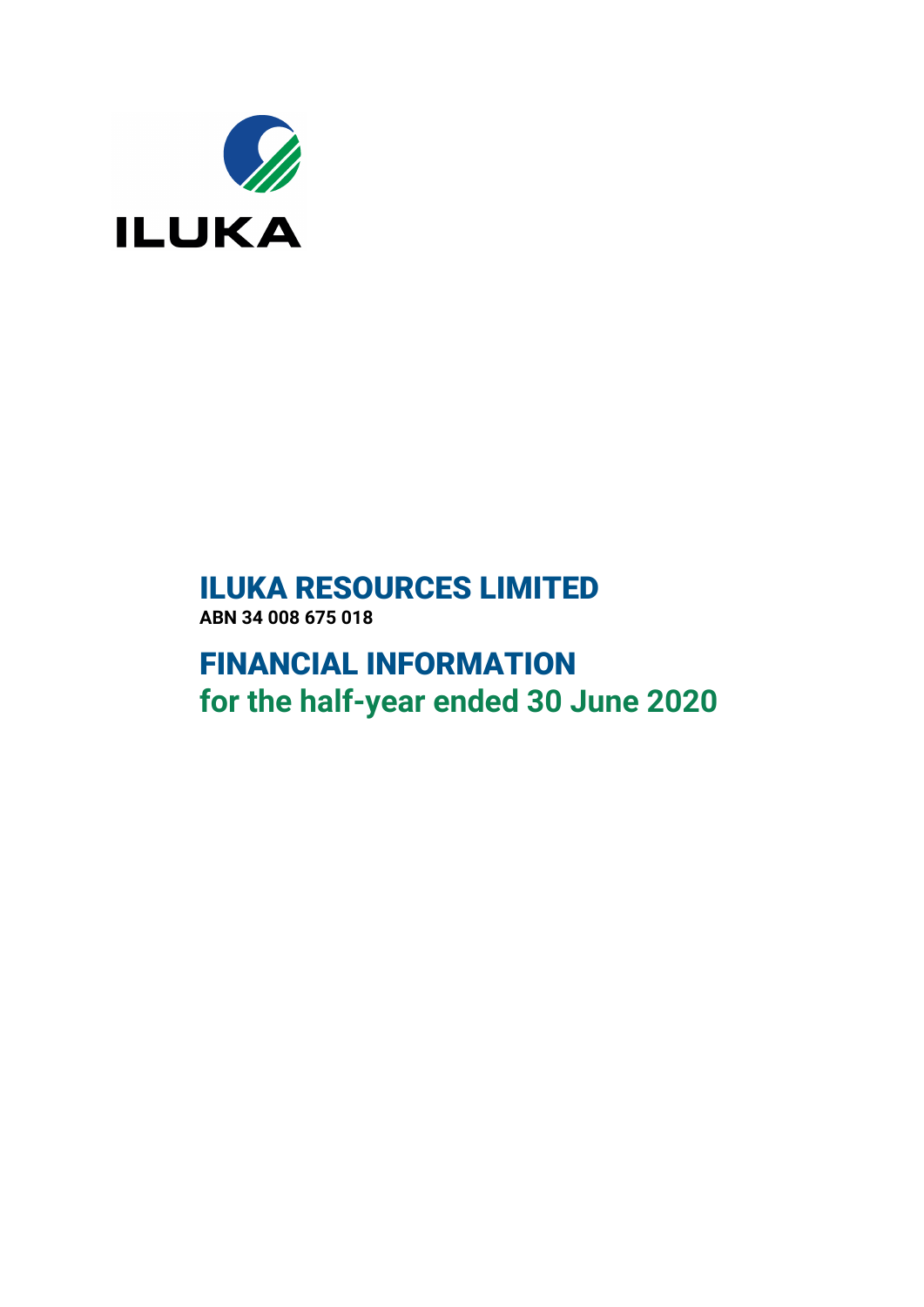ILUKA

# ILUKA RESOURCES LIMITED

**ABN 34 008 675 018**

# FINANCIAL INFORMATION

## for the half-year ended 30 June 2020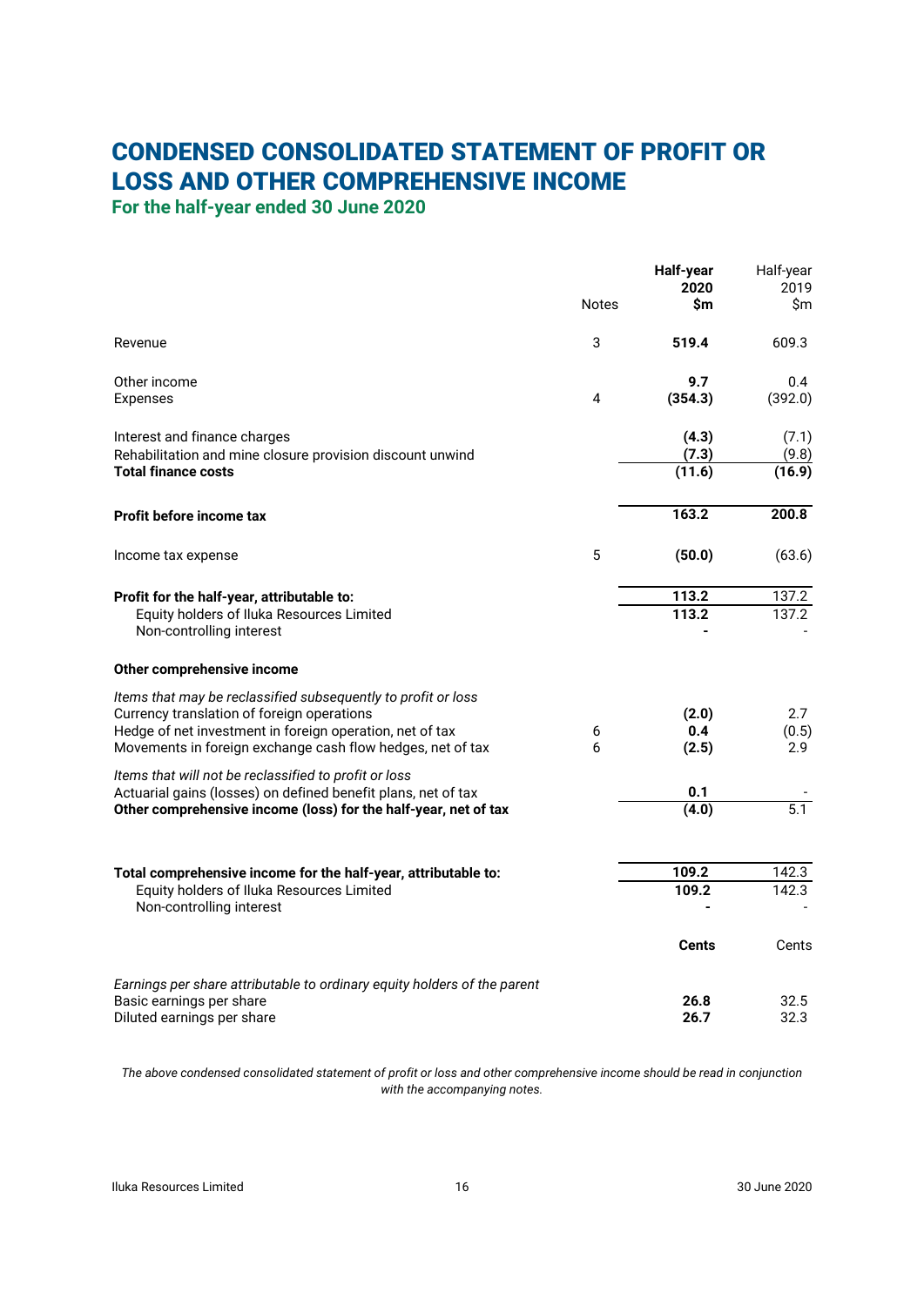# CONDENSED CONSOLIDATED STATEMENT OF PROFIT OR LOSS AND OTHER COMPREHENSIVE INCOME

## For the half-year ended 30 June 2020

| | Notes | **Half-year 2020 $m** | Half-year 2019 $m |
|---|---|---|---|
| Revenue | 3 | **519.4** | 609.3 |
| | | | |
| Other income | | **9.7** | 0.4 |
| Expenses | 4 | **(354.3)** | (392.0) |
| | | | |
| Interest and finance charges | | **(4.3)** | (7.1) |
| Rehabilitation and mine closure provision discount unwind | | **(7.3)** | (9.8) |
| **Total finance costs** | | **(11.6)** | **(16.9)** |
| | | | |
| **Profit before income tax** | | **163.2** | **200.8** |
| | | | |
| Income tax expense | 5 | **(50.0)** | (63.6) |
| | | | |
| **Profit for the half-year, attributable to:** | | **113.2** | 137.2 |
| Equity holders of Iluka Resources Limited | | **113.2** | 137.2 |
| Non-controlling interest | | **-** | - |
| | | | |
| **Other comprehensive income** | | | |
| | | | |
| *Items that may be reclassified subsequently to profit or loss* | | | |
| Currency translation of foreign operations | | **(2.0)** | 2.7 |
| Hedge of net investment in foreign operation, net of tax | 6 | **0.4** | (0.5) |
| Movements in foreign exchange cash flow hedges, net of tax | 6 | **(2.5)** | 2.9 |
| *Items that will not be reclassified to profit or loss* | | | |
| Actuarial gains (losses) on defined benefit plans, net of tax | | **0.1** | - |
| **Other comprehensive income (loss) for the half-year, net of tax** | | **(4.0)** | 5.1 |
| | | | |
| **Total comprehensive income for the half-year, attributable to:** | | **109.2** | 142.3 |
| Equity holders of Iluka Resources Limited | | **109.2** | 142.3 |
| Non-controlling interest | | **-** | - |
| | | | |
| | | **Cents** | Cents |
| | | | |
| *Earnings per share attributable to ordinary equity holders of the parent* | | | |
| Basic earnings per share | | **26.8** | 32.5 |
| Diluted earnings per share | | **26.7** | 32.3 |

*The above condensed consolidated statement of profit or loss and other comprehensive income should be read in conjunction with the accompanying notes.*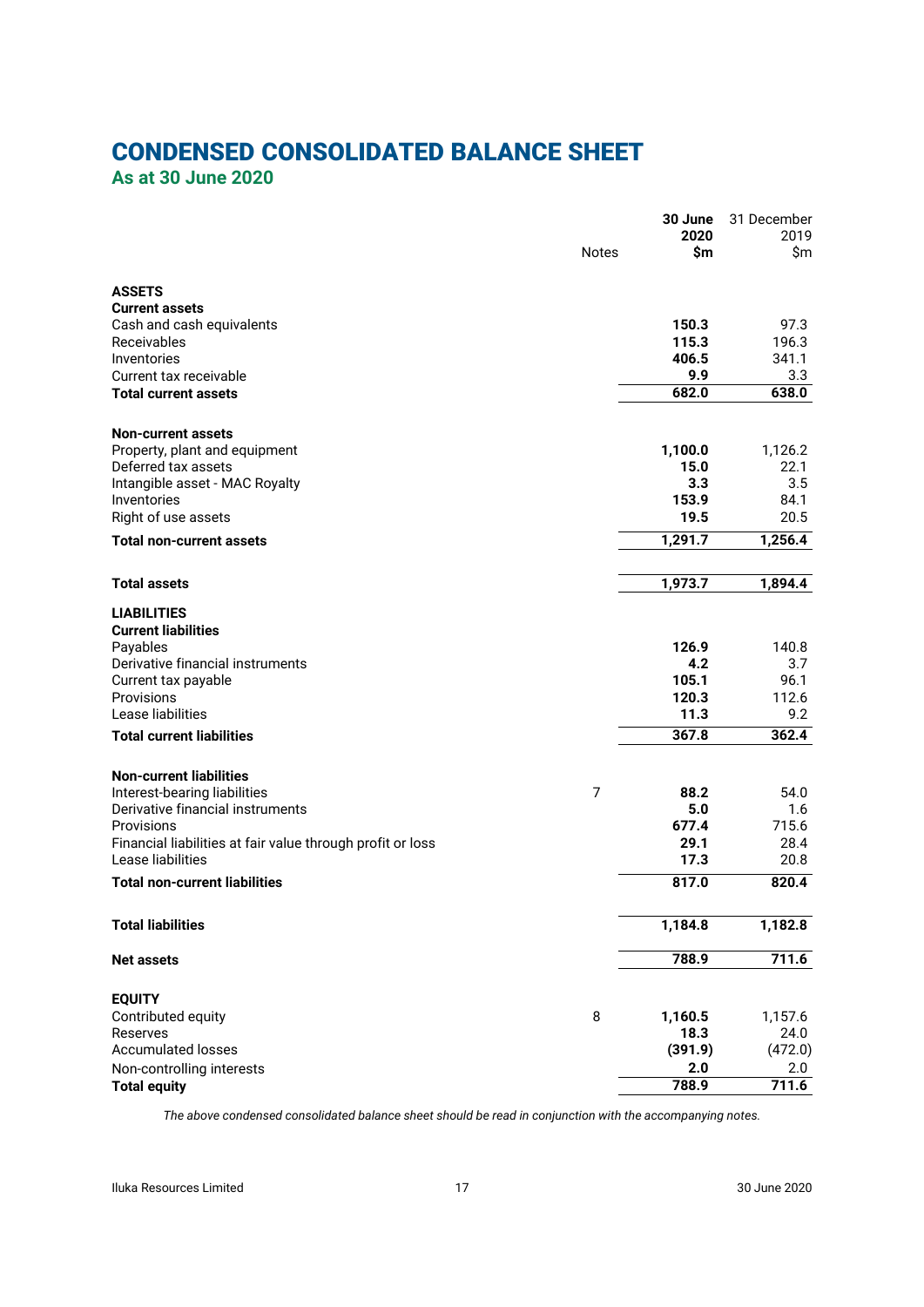# CONDENSED CONSOLIDATED BALANCE SHEET

## As at 30 June 2020

| | Notes | **30 June 2020 $m** | 31 December 2019 $m |
|---|---|---|---|
| **ASSETS** | | | |
| **Current assets** | | | |
| Cash and cash equivalents | | **150.3** | 97.3 |
| Receivables | | **115.3** | 196.3 |
| Inventories | | **406.5** | 341.1 |
| Current tax receivable | | **9.9** | 3.3 |
| **Total current assets** | | **682.0** | **638.0** |
| **Non-current assets** | | | |
| Property, plant and equipment | | **1,100.0** | 1,126.2 |
| Deferred tax assets | | **15.0** | 22.1 |
| Intangible asset - MAC Royalty | | **3.3** | 3.5 |
| Inventories | | **153.9** | 84.1 |
| Right of use assets | | **19.5** | 20.5 |
| **Total non-current assets** | | **1,291.7** | **1,256.4** |
| **Total assets** | | **1,973.7** | **1,894.4** |
| **LIABILITIES** | | | |
| **Current liabilities** | | | |
| Payables | | **126.9** | 140.8 |
| Derivative financial instruments | | **4.2** | 3.7 |
| Current tax payable | | **105.1** | 96.1 |
| Provisions | | **120.3** | 112.6 |
| Lease liabilities | | **11.3** | 9.2 |
| **Total current liabilities** | | **367.8** | **362.4** |
| **Non-current liabilities** | | | |
| Interest-bearing liabilities | 7 | **88.2** | 54.0 |
| Derivative financial instruments | | **5.0** | 1.6 |
| Provisions | | **677.4** | 715.6 |
| Financial liabilities at fair value through profit or loss | | **29.1** | 28.4 |
| Lease liabilities | | **17.3** | 20.8 |
| **Total non-current liabilities** | | **817.0** | **820.4** |
| **Total liabilities** | | **1,184.8** | **1,182.8** |
| **Net assets** | | **788.9** | **711.6** |
| **EQUITY** | | | |
| Contributed equity | 8 | **1,160.5** | 1,157.6 |
| Reserves | | **18.3** | 24.0 |
| Accumulated losses | | **(391.9)** | (472.0) |
| Non-controlling interests | | **2.0** | 2.0 |
| **Total equity** | | **788.9** | **711.6** |

*The above condensed consolidated balance sheet should be read in conjunction with the accompanying notes.*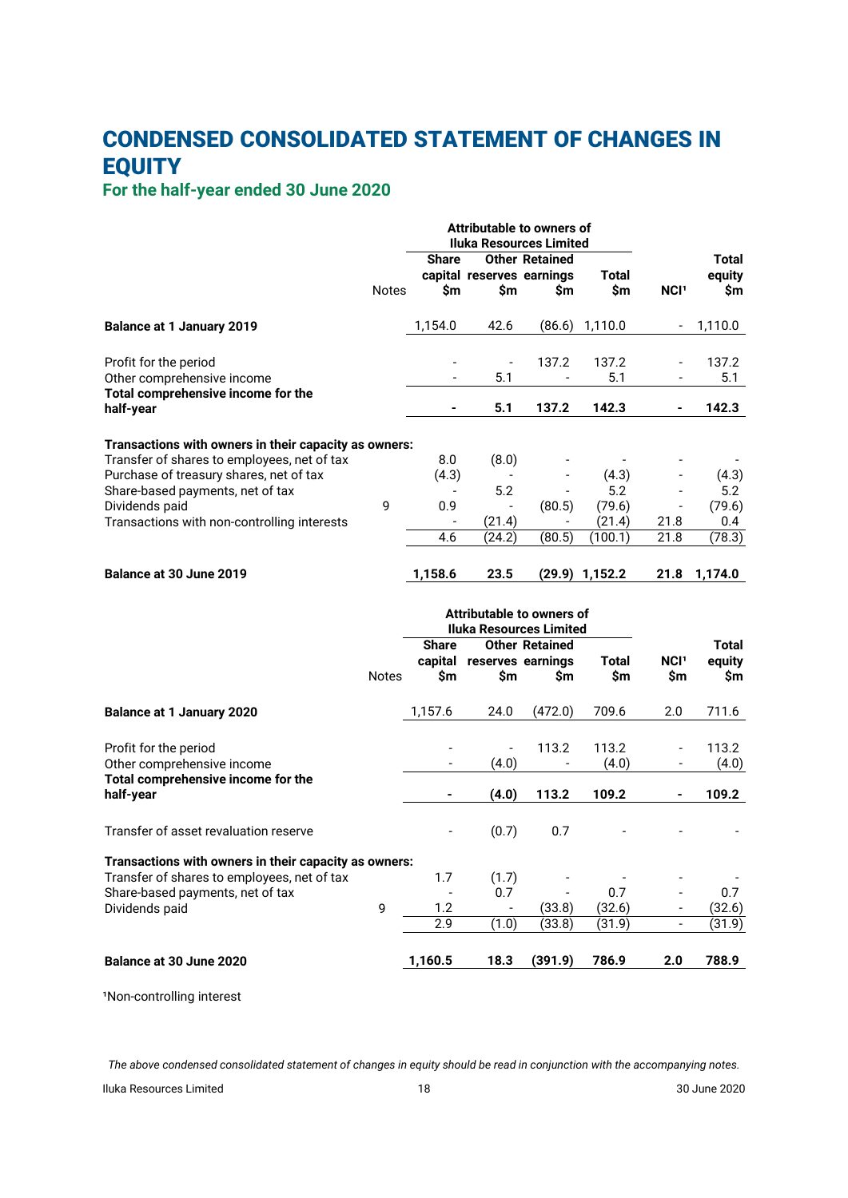# CONDENSED CONSOLIDATED STATEMENT OF CHANGES IN EQUITY

## For the half-year ended 30 June 2020

| | Notes | Attributable to owners of Iluka Resources Limited | | | | | |
|---|---|---|---|---|---|---|---|
| | | Share capital $m | Other reserves $m | Retained earnings $m | Total $m | NCI[1] | Total equity $m |
| **Balance at 1 January 2019** | | 1,154.0 | 42.6 | (86.6) | 1,110.0 | - | 1,110.0 |
| Profit for the period | | - | - | 137.2 | 137.2 | - | 137.2 |
| Other comprehensive income | | - | 5.1 | - | 5.1 | - | 5.1 |
| **Total comprehensive income for the half-year** | | **-** | **5.1** | **137.2** | **142.3** | **-** | **142.3** |
| **Transactions with owners in their capacity as owners:** | | | | | | | |
| Transfer of shares to employees, net of tax | | 8.0 | (8.0) | - | - | - | - |
| Purchase of treasury shares, net of tax | | (4.3) | - | - | (4.3) | - | (4.3) |
| Share-based payments, net of tax | | - | 5.2 | - | 5.2 | - | 5.2 |
| Dividends paid | 9 | 0.9 | - | (80.5) | (79.6) | - | (79.6) |
| Transactions with non-controlling interests | | - | (21.4) | - | (21.4) | 21.8 | 0.4 |
| | | 4.6 | (24.2) | (80.5) | (100.1) | 21.8 | (78.3) |
| **Balance at 30 June 2019** | | **1,158.6** | **23.5** | **(29.9)** | **1,152.2** | **21.8** | **1,174.0** |

| | Notes | Attributable to owners of Iluka Resources Limited | | | | | |
|---|---|---|---|---|---|---|---|
| | | Share capital $m | Other reserves $m | Retained earnings $m | Total $m | NCI[1] $m | Total equity $m |
| **Balance at 1 January 2020** | | 1,157.6 | 24.0 | (472.0) | 709.6 | 2.0 | 711.6 |
| Profit for the period | | - | - | 113.2 | 113.2 | - | 113.2 |
| Other comprehensive income | | - | (4.0) | - | (4.0) | - | (4.0) |
| **Total comprehensive income for the half-year** | | **-** | **(4.0)** | **113.2** | **109.2** | **-** | **109.2** |
| Transfer of asset revaluation reserve | | - | (0.7) | 0.7 | - | - | - |
| **Transactions with owners in their capacity as owners:** | | | | | | | |
| Transfer of shares to employees, net of tax | | 1.7 | (1.7) | - | - | - | - |
| Share-based payments, net of tax | | - | 0.7 | - | 0.7 | - | 0.7 |
| Dividends paid | 9 | 1.2 | - | (33.8) | (32.6) | - | (32.6) |
| | | 2.9 | (1.0) | (33.8) | (31.9) | - | (31.9) |
| **Balance at 30 June 2020** | | **1,160.5** | **18.3** | **(391.9)** | **786.9** | **2.0** | **788.9** |

[1]Non-controlling interest

*The above condensed consolidated statement of changes in equity should be read in conjunction with the accompanying notes.*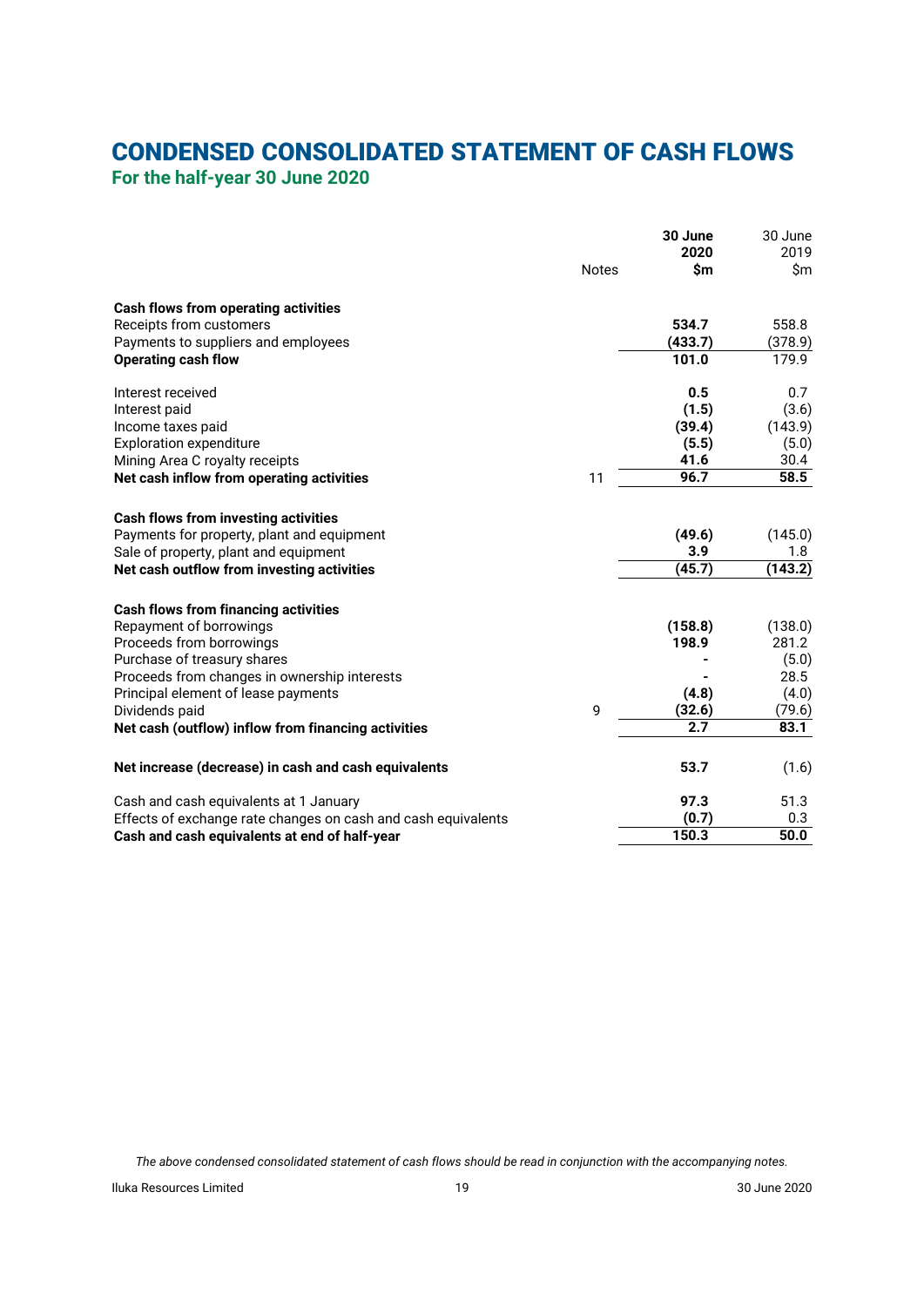# CONDENSED CONSOLIDATED STATEMENT OF CASH FLOWS

## For the half-year 30 June 2020

| | Notes | 30 June 2020 $m | 30 June 2019 $m |
|---|---|---|---|
| **Cash flows from operating activities** | | | |
| Receipts from customers | | **534.7** | 558.8 |
| Payments to suppliers and employees | | **(433.7)** | (378.9) |
| **Operating cash flow** | | **101.0** | 179.9 |
| | | | |
| Interest received | | **0.5** | 0.7 |
| Interest paid | | **(1.5)** | (3.6) |
| Income taxes paid | | **(39.4)** | (143.9) |
| Exploration expenditure | | **(5.5)** | (5.0) |
| Mining Area C royalty receipts | | **41.6** | 30.4 |
| **Net cash inflow from operating activities** | 11 | **96.7** | **58.5** |
| | | | |
| **Cash flows from investing activities** | | | |
| Payments for property, plant and equipment | | **(49.6)** | (145.0) |
| Sale of property, plant and equipment | | **3.9** | 1.8 |
| **Net cash outflow from investing activities** | | **(45.7)** | **(143.2)** |
| | | | |
| **Cash flows from financing activities** | | | |
| Repayment of borrowings | | **(158.8)** | (138.0) |
| Proceeds from borrowings | | **198.9** | 281.2 |
| Purchase of treasury shares | | **-** | (5.0) |
| Proceeds from changes in ownership interests | | **-** | 28.5 |
| Principal element of lease payments | | **(4.8)** | (4.0) |
| Dividends paid | 9 | **(32.6)** | (79.6) |
| **Net cash (outflow) inflow from financing activities** | | **2.7** | **83.1** |
| | | | |
| **Net increase (decrease) in cash and cash equivalents** | | **53.7** | (1.6) |
| | | | |
| Cash and cash equivalents at 1 January | | **97.3** | 51.3 |
| Effects of exchange rate changes on cash and cash equivalents | | **(0.7)** | 0.3 |
| **Cash and cash equivalents at end of half-year** | | **150.3** | **50.0** |

*The above condensed consolidated statement of cash flows should be read in conjunction with the accompanying notes.*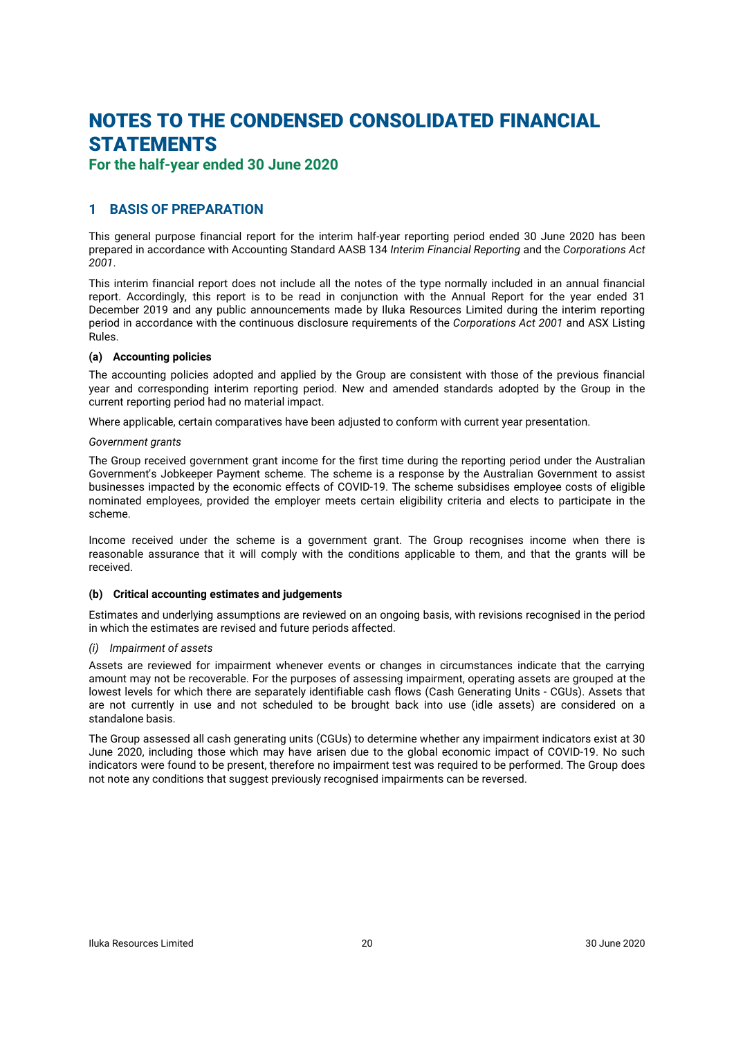# NOTES TO THE CONDENSED CONSOLIDATED FINANCIAL STATEMENTS

## For the half-year ended 30 June 2020

## 1 BASIS OF PREPARATION

This general purpose financial report for the interim half-year reporting period ended 30 June 2020 has been prepared in accordance with Accounting Standard AASB 134 *Interim Financial Reporting* and the *Corporations Act 2001*.

This interim financial report does not include all the notes of the type normally included in an annual financial report. Accordingly, this report is to be read in conjunction with the Annual Report for the year ended 31 December 2019 and any public announcements made by Iluka Resources Limited during the interim reporting period in accordance with the continuous disclosure requirements of the *Corporations Act 2001* and ASX Listing Rules.

### (a) Accounting policies

The accounting policies adopted and applied by the Group are consistent with those of the previous financial year and corresponding interim reporting period. New and amended standards adopted by the Group in the current reporting period had no material impact.

Where applicable, certain comparatives have been adjusted to conform with current year presentation.

*Government grants*

The Group received government grant income for the first time during the reporting period under the Australian Government's Jobkeeper Payment scheme. The scheme is a response by the Australian Government to assist businesses impacted by the economic effects of COVID-19. The scheme subsidises employee costs of eligible nominated employees, provided the employer meets certain eligibility criteria and elects to participate in the scheme.

Income received under the scheme is a government grant. The Group recognises income when there is reasonable assurance that it will comply with the conditions applicable to them, and that the grants will be received.

### (b) Critical accounting estimates and judgements

Estimates and underlying assumptions are reviewed on an ongoing basis, with revisions recognised in the period in which the estimates are revised and future periods affected.

*(i) Impairment of assets*

Assets are reviewed for impairment whenever events or changes in circumstances indicate that the carrying amount may not be recoverable. For the purposes of assessing impairment, operating assets are grouped at the lowest levels for which there are separately identifiable cash flows (Cash Generating Units - CGUs). Assets that are not currently in use and not scheduled to be brought back into use (idle assets) are considered on a standalone basis.

The Group assessed all cash generating units (CGUs) to determine whether any impairment indicators exist at 30 June 2020, including those which may have arisen due to the global economic impact of COVID-19. No such indicators were found to be present, therefore no impairment test was required to be performed. The Group does not note any conditions that suggest previously recognised impairments can be reversed.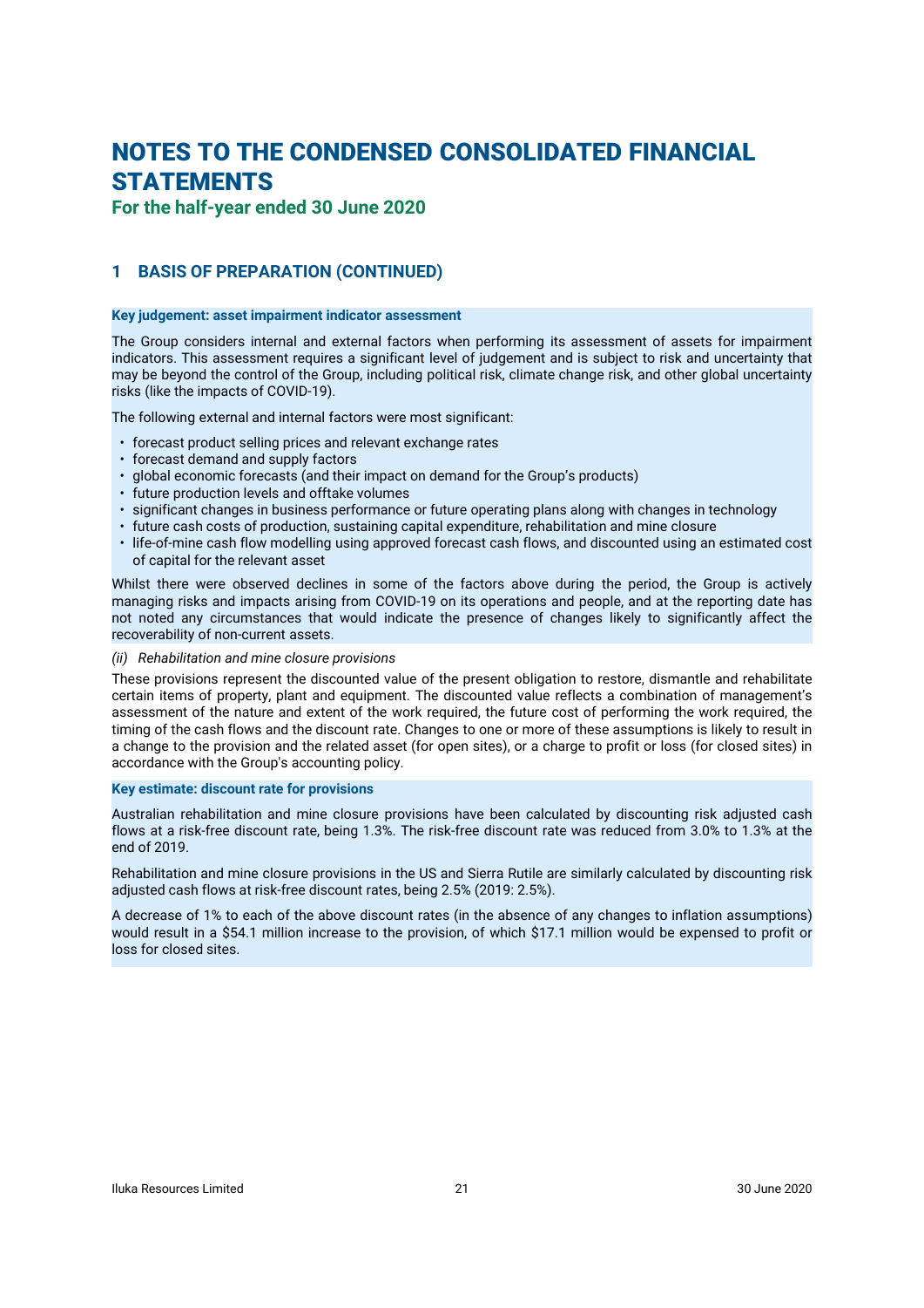# NOTES TO THE CONDENSED CONSOLIDATED FINANCIAL STATEMENTS

**For the half-year ended 30 June 2020**

## 1 BASIS OF PREPARATION (CONTINUED)

**Key judgement: asset impairment indicator assessment**

The Group considers internal and external factors when performing its assessment of assets for impairment indicators. This assessment requires a significant level of judgement and is subject to risk and uncertainty that may be beyond the control of the Group, including political risk, climate change risk, and other global uncertainty risks (like the impacts of COVID-19).

The following external and internal factors were most significant:

- forecast product selling prices and relevant exchange rates
- forecast demand and supply factors
- global economic forecasts (and their impact on demand for the Group's products)
- future production levels and offtake volumes
- significant changes in business performance or future operating plans along with changes in technology
- future cash costs of production, sustaining capital expenditure, rehabilitation and mine closure
- life-of-mine cash flow modelling using approved forecast cash flows, and discounted using an estimated cost of capital for the relevant asset

Whilst there were observed declines in some of the factors above during the period, the Group is actively managing risks and impacts arising from COVID-19 on its operations and people, and at the reporting date has not noted any circumstances that would indicate the presence of changes likely to significantly affect the recoverability of non-current assets.

*(ii) Rehabilitation and mine closure provisions*

These provisions represent the discounted value of the present obligation to restore, dismantle and rehabilitate certain items of property, plant and equipment. The discounted value reflects a combination of management's assessment of the nature and extent of the work required, the future cost of performing the work required, the timing of the cash flows and the discount rate. Changes to one or more of these assumptions is likely to result in a change to the provision and the related asset (for open sites), or a charge to profit or loss (for closed sites) in accordance with the Group's accounting policy.

**Key estimate: discount rate for provisions**

Australian rehabilitation and mine closure provisions have been calculated by discounting risk adjusted cash flows at a risk-free discount rate, being 1.3%. The risk-free discount rate was reduced from 3.0% to 1.3% at the end of 2019.

Rehabilitation and mine closure provisions in the US and Sierra Rutile are similarly calculated by discounting risk adjusted cash flows at risk-free discount rates, being 2.5% (2019: 2.5%).

A decrease of 1% to each of the above discount rates (in the absence of any changes to inflation assumptions) would result in a $54.1 million increase to the provision, of which $17.1 million would be expensed to profit or loss for closed sites.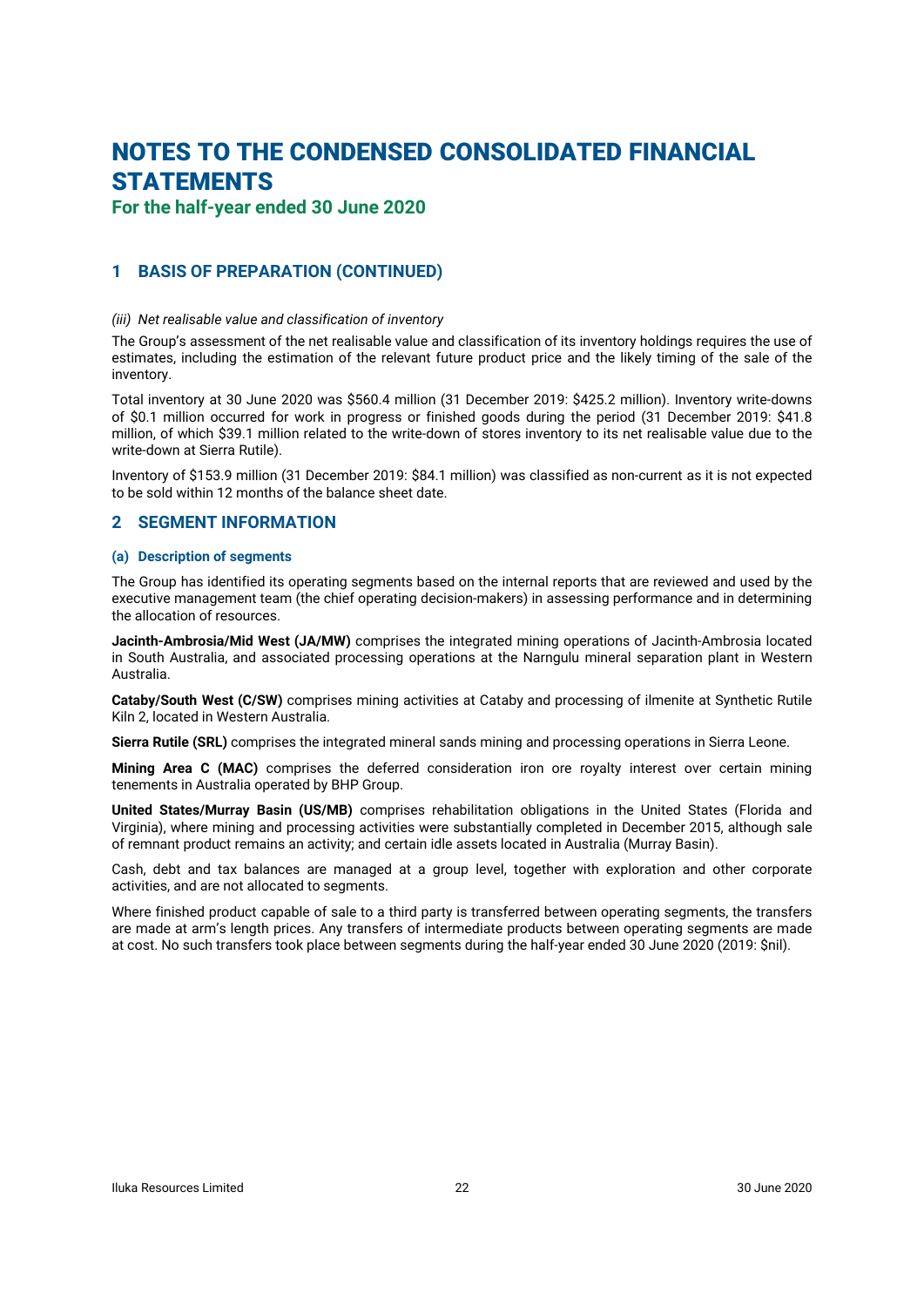# NOTES TO THE CONDENSED CONSOLIDATED FINANCIAL STATEMENTS

**For the half-year ended 30 June 2020**

## 1 BASIS OF PREPARATION (CONTINUED)

*(iii) Net realisable value and classification of inventory*

The Group's assessment of the net realisable value and classification of its inventory holdings requires the use of estimates, including the estimation of the relevant future product price and the likely timing of the sale of the inventory.

Total inventory at 30 June 2020 was $560.4 million (31 December 2019: $425.2 million). Inventory write-downs of $0.1 million occurred for work in progress or finished goods during the period (31 December 2019: $41.8 million, of which $39.1 million related to the write-down of stores inventory to its net realisable value due to the write-down at Sierra Rutile).

Inventory of $153.9 million (31 December 2019: $84.1 million) was classified as non-current as it is not expected to be sold within 12 months of the balance sheet date.

## 2 SEGMENT INFORMATION

### (a) Description of segments

The Group has identified its operating segments based on the internal reports that are reviewed and used by the executive management team (the chief operating decision-makers) in assessing performance and in determining the allocation of resources.

**Jacinth-Ambrosia/Mid West (JA/MW)** comprises the integrated mining operations of Jacinth-Ambrosia located in South Australia, and associated processing operations at the Narngulu mineral separation plant in Western Australia.

**Cataby/South West (C/SW)** comprises mining activities at Cataby and processing of ilmenite at Synthetic Rutile Kiln 2, located in Western Australia.

**Sierra Rutile (SRL)** comprises the integrated mineral sands mining and processing operations in Sierra Leone.

**Mining Area C (MAC)** comprises the deferred consideration iron ore royalty interest over certain mining tenements in Australia operated by BHP Group.

**United States/Murray Basin (US/MB)** comprises rehabilitation obligations in the United States (Florida and Virginia), where mining and processing activities were substantially completed in December 2015, although sale of remnant product remains an activity; and certain idle assets located in Australia (Murray Basin).

Cash, debt and tax balances are managed at a group level, together with exploration and other corporate activities, and are not allocated to segments.

Where finished product capable of sale to a third party is transferred between operating segments, the transfers are made at arm's length prices. Any transfers of intermediate products between operating segments are made at cost. No such transfers took place between segments during the half-year ended 30 June 2020 (2019: $nil).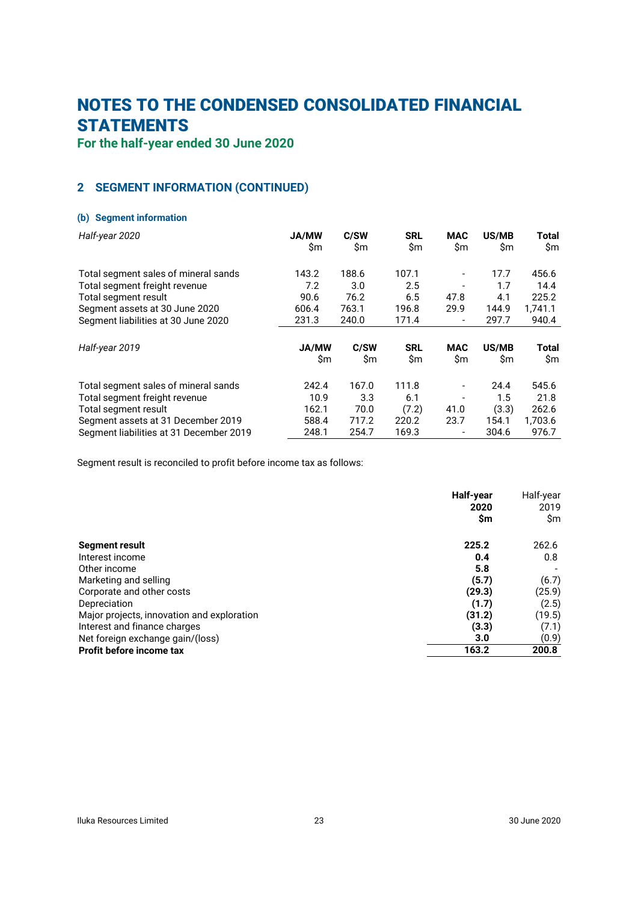# NOTES TO THE CONDENSED CONSOLIDATED FINANCIAL STATEMENTS

**For the half-year ended 30 June 2020**

## 2 SEGMENT INFORMATION (CONTINUED)

### (b) Segment information

| *Half-year 2020* | **JA/MW** $m | **C/SW** $m | **SRL** $m | **MAC** $m | **US/MB** $m | **Total** $m |
|---|---|---|---|---|---|---|
| Total segment sales of mineral sands | 143.2 | 188.6 | 107.1 | - | 17.7 | 456.6 |
| Total segment freight revenue | 7.2 | 3.0 | 2.5 | - | 1.7 | 14.4 |
| Total segment result | 90.6 | 76.2 | 6.5 | 47.8 | 4.1 | 225.2 |
| Segment assets at 30 June 2020 | 606.4 | 763.1 | 196.8 | 29.9 | 144.9 | 1,741.1 |
| Segment liabilities at 30 June 2020 | 231.3 | 240.0 | 171.4 | - | 297.7 | 940.4 |

| *Half-year 2019* | **JA/MW** $m | **C/SW** $m | **SRL** $m | **MAC** $m | **US/MB** $m | **Total** $m |
|---|---|---|---|---|---|---|
| Total segment sales of mineral sands | 242.4 | 167.0 | 111.8 | - | 24.4 | 545.6 |
| Total segment freight revenue | 10.9 | 3.3 | 6.1 | - | 1.5 | 21.8 |
| Total segment result | 162.1 | 70.0 | (7.2) | 41.0 | (3.3) | 262.6 |
| Segment assets at 31 December 2019 | 588.4 | 717.2 | 220.2 | 23.7 | 154.1 | 1,703.6 |
| Segment liabilities at 31 December 2019 | 248.1 | 254.7 | 169.3 | - | 304.6 | 976.7 |

Segment result is reconciled to profit before income tax as follows:

| | **Half-year 2020 $m** | Half-year 2019 $m |
|---|---|---|
| **Segment result** | **225.2** | 262.6 |
| Interest income | **0.4** | 0.8 |
| Other income | **5.8** | - |
| Marketing and selling | **(5.7)** | (6.7) |
| Corporate and other costs | **(29.3)** | (25.9) |
| Depreciation | **(1.7)** | (2.5) |
| Major projects, innovation and exploration | **(31.2)** | (19.5) |
| Interest and finance charges | **(3.3)** | (7.1) |
| Net foreign exchange gain/(loss) | **3.0** | (0.9) |
| **Profit before income tax** | **163.2** | **200.8** |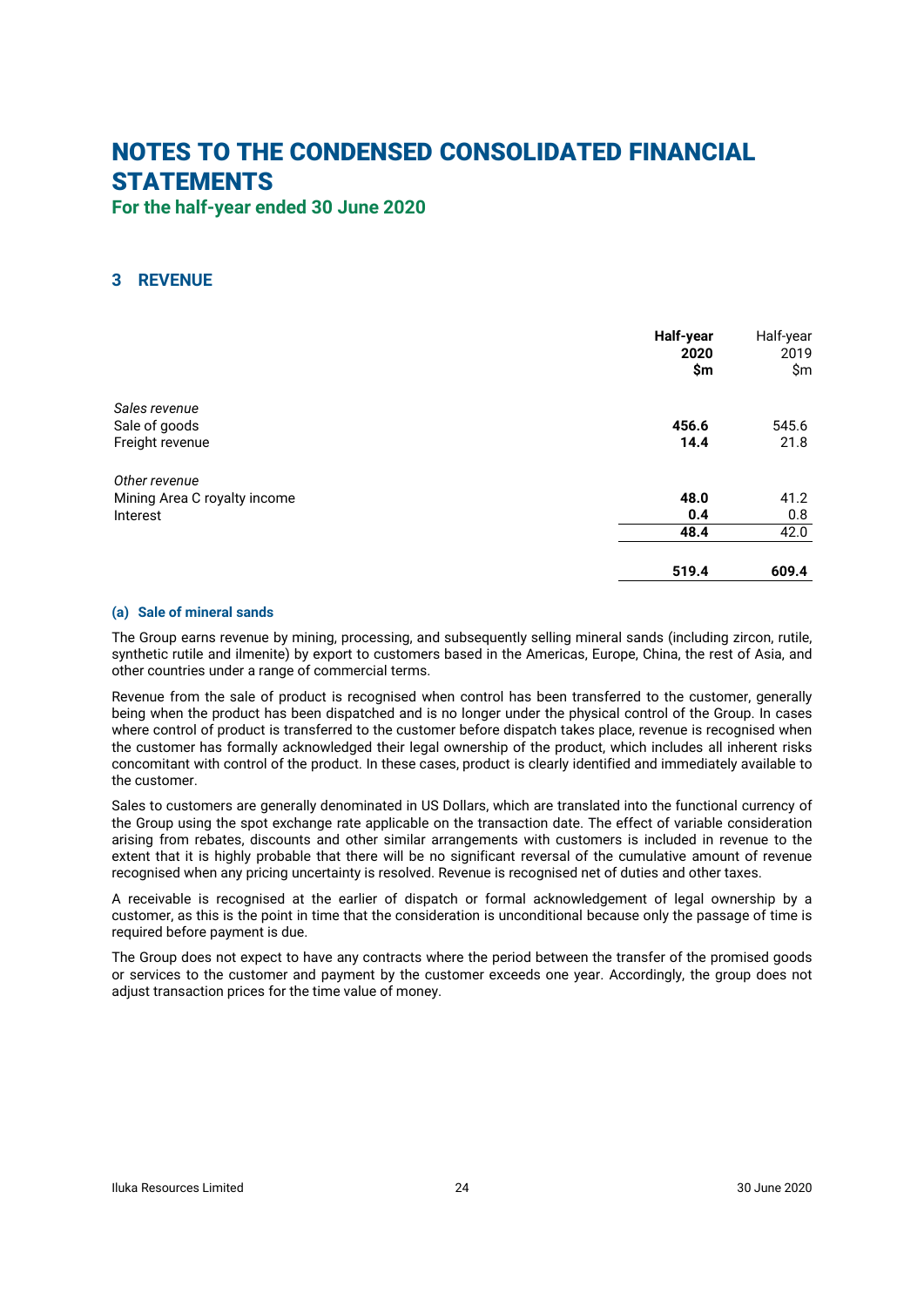# NOTES TO THE CONDENSED CONSOLIDATED FINANCIAL STATEMENTS

## For the half-year ended 30 June 2020

### 3 REVENUE

| | **Half-year 2020 $m** | Half-year 2019 $m |
|---|---|---|
| *Sales revenue* | | |
| Sale of goods | **456.6** | 545.6 |
| Freight revenue | **14.4** | 21.8 |
| *Other revenue* | | |
| Mining Area C royalty income | **48.0** | 41.2 |
| Interest | **0.4** | 0.8 |
| | **48.4** | 42.0 |
| | **519.4** | **609.4** |

#### (a) Sale of mineral sands

The Group earns revenue by mining, processing, and subsequently selling mineral sands (including zircon, rutile, synthetic rutile and ilmenite) by export to customers based in the Americas, Europe, China, the rest of Asia, and other countries under a range of commercial terms.

Revenue from the sale of product is recognised when control has been transferred to the customer, generally being when the product has been dispatched and is no longer under the physical control of the Group. In cases where control of product is transferred to the customer before dispatch takes place, revenue is recognised when the customer has formally acknowledged their legal ownership of the product, which includes all inherent risks concomitant with control of the product. In these cases, product is clearly identified and immediately available to the customer.

Sales to customers are generally denominated in US Dollars, which are translated into the functional currency of the Group using the spot exchange rate applicable on the transaction date. The effect of variable consideration arising from rebates, discounts and other similar arrangements with customers is included in revenue to the extent that it is highly probable that there will be no significant reversal of the cumulative amount of revenue recognised when any pricing uncertainty is resolved. Revenue is recognised net of duties and other taxes.

A receivable is recognised at the earlier of dispatch or formal acknowledgement of legal ownership by a customer, as this is the point in time that the consideration is unconditional because only the passage of time is required before payment is due.

The Group does not expect to have any contracts where the period between the transfer of the promised goods or services to the customer and payment by the customer exceeds one year. Accordingly, the group does not adjust transaction prices for the time value of money.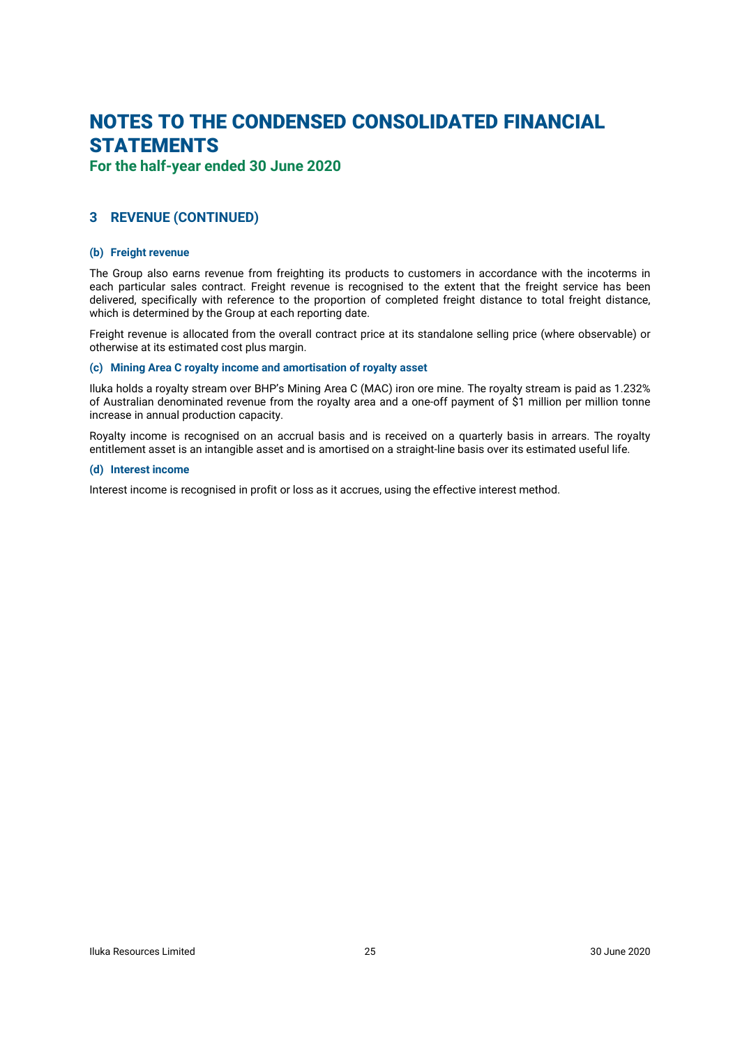# NOTES TO THE CONDENSED CONSOLIDATED FINANCIAL STATEMENTS

**For the half-year ended 30 June 2020**

## 3 REVENUE (CONTINUED)

### (b) Freight revenue

The Group also earns revenue from freighting its products to customers in accordance with the incoterms in each particular sales contract. Freight revenue is recognised to the extent that the freight service has been delivered, specifically with reference to the proportion of completed freight distance to total freight distance, which is determined by the Group at each reporting date.

Freight revenue is allocated from the overall contract price at its standalone selling price (where observable) or otherwise at its estimated cost plus margin.

### (c) Mining Area C royalty income and amortisation of royalty asset

Iluka holds a royalty stream over BHP's Mining Area C (MAC) iron ore mine. The royalty stream is paid as 1.232% of Australian denominated revenue from the royalty area and a one-off payment of $1 million per million tonne increase in annual production capacity.

Royalty income is recognised on an accrual basis and is received on a quarterly basis in arrears. The royalty entitlement asset is an intangible asset and is amortised on a straight-line basis over its estimated useful life.

### (d) Interest income

Interest income is recognised in profit or loss as it accrues, using the effective interest method.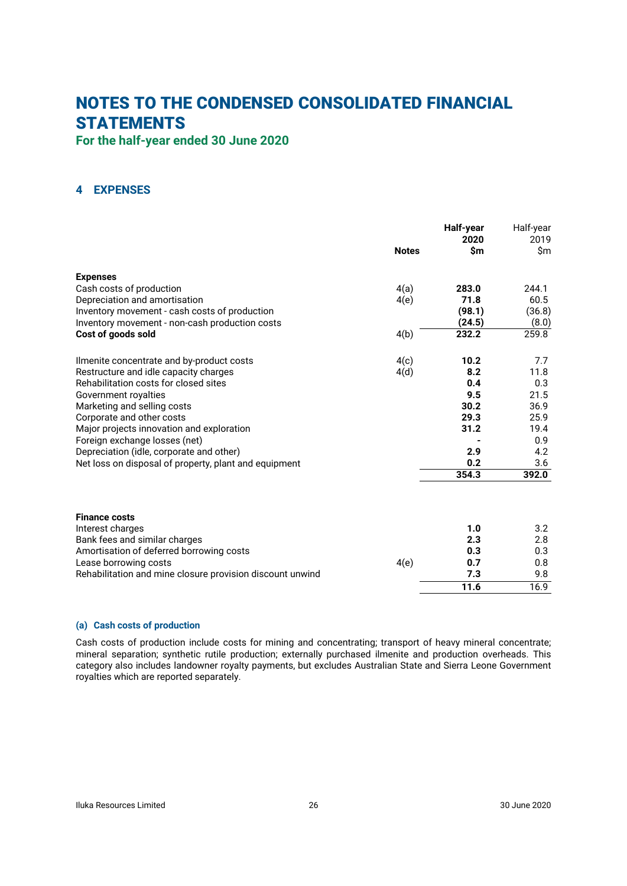# NOTES TO THE CONDENSED CONSOLIDATED FINANCIAL STATEMENTS

**For the half-year ended 30 June 2020**

## 4 EXPENSES

| | Notes | **Half-year 2020 $m** | Half-year 2019 $m |
|---|---|---|---|
| **Expenses** | | | |
| Cash costs of production | 4(a) | **283.0** | 244.1 |
| Depreciation and amortisation | 4(e) | **71.8** | 60.5 |
| Inventory movement - cash costs of production | | **(98.1)** | (36.8) |
| Inventory movement - non-cash production costs | | **(24.5)** | (8.0) |
| **Cost of goods sold** | 4(b) | **232.2** | 259.8 |
| | | | |
| Ilmenite concentrate and by-product costs | 4(c) | **10.2** | 7.7 |
| Restructure and idle capacity charges | 4(d) | **8.2** | 11.8 |
| Rehabilitation costs for closed sites | | **0.4** | 0.3 |
| Government royalties | | **9.5** | 21.5 |
| Marketing and selling costs | | **30.2** | 36.9 |
| Corporate and other costs | | **29.3** | 25.9 |
| Major projects innovation and exploration | | **31.2** | 19.4 |
| Foreign exchange losses (net) | | **-** | 0.9 |
| Depreciation (idle, corporate and other) | | **2.9** | 4.2 |
| Net loss on disposal of property, plant and equipment | | **0.2** | 3.6 |
| | | **354.3** | **392.0** |

| | Notes | **Half-year 2020 $m** | Half-year 2019 $m |
|---|---|---|---|
| **Finance costs** | | | |
| Interest charges | | **1.0** | 3.2 |
| Bank fees and similar charges | | **2.3** | 2.8 |
| Amortisation of deferred borrowing costs | | **0.3** | 0.3 |
| Lease borrowing costs | 4(e) | **0.7** | 0.8 |
| Rehabilitation and mine closure provision discount unwind | | **7.3** | 9.8 |
| | | **11.6** | 16.9 |

### (a) Cash costs of production

Cash costs of production include costs for mining and concentrating; transport of heavy mineral concentrate; mineral separation; synthetic rutile production; externally purchased ilmenite and production overheads. This category also includes landowner royalty payments, but excludes Australian State and Sierra Leone Government royalties which are reported separately.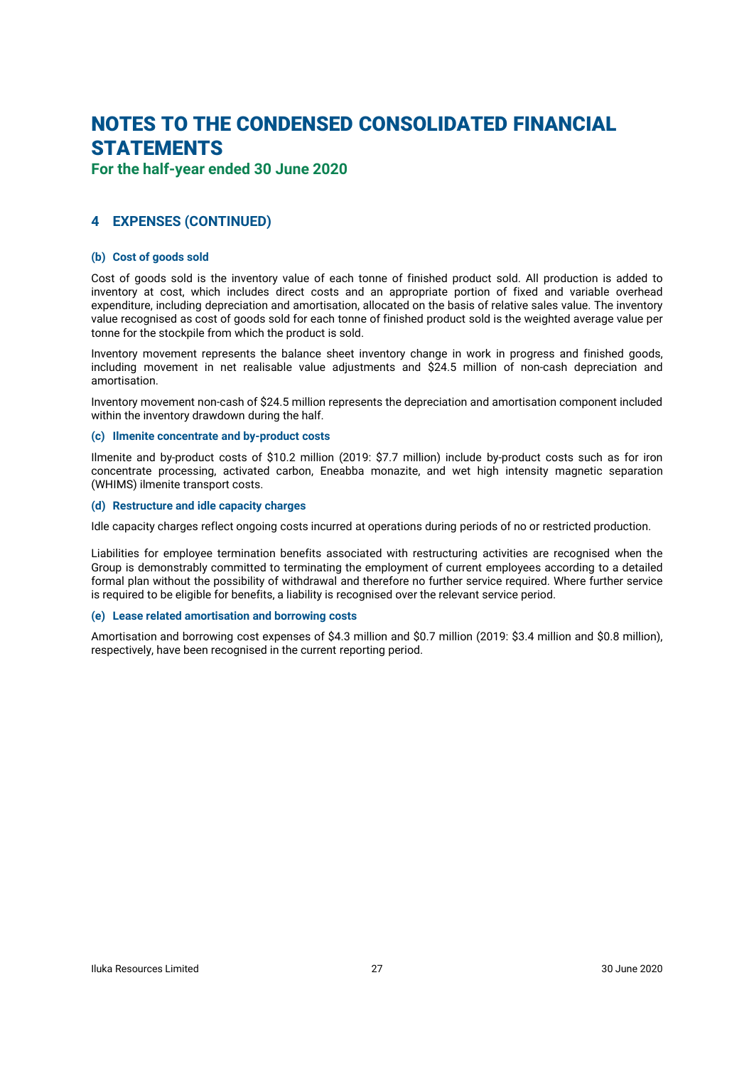# NOTES TO THE CONDENSED CONSOLIDATED FINANCIAL STATEMENTS

**For the half-year ended 30 June 2020**

## 4 EXPENSES (CONTINUED)

### (b) Cost of goods sold

Cost of goods sold is the inventory value of each tonne of finished product sold. All production is added to inventory at cost, which includes direct costs and an appropriate portion of fixed and variable overhead expenditure, including depreciation and amortisation, allocated on the basis of relative sales value. The inventory value recognised as cost of goods sold for each tonne of finished product sold is the weighted average value per tonne for the stockpile from which the product is sold.

Inventory movement represents the balance sheet inventory change in work in progress and finished goods, including movement in net realisable value adjustments and $24.5 million of non-cash depreciation and amortisation.

Inventory movement non-cash of $24.5 million represents the depreciation and amortisation component included within the inventory drawdown during the half.

### (c) Ilmenite concentrate and by-product costs

Ilmenite and by-product costs of $10.2 million (2019: $7.7 million) include by-product costs such as for iron concentrate processing, activated carbon, Eneabba monazite, and wet high intensity magnetic separation (WHIMS) ilmenite transport costs.

### (d) Restructure and idle capacity charges

Idle capacity charges reflect ongoing costs incurred at operations during periods of no or restricted production.

Liabilities for employee termination benefits associated with restructuring activities are recognised when the Group is demonstrably committed to terminating the employment of current employees according to a detailed formal plan without the possibility of withdrawal and therefore no further service required. Where further service is required to be eligible for benefits, a liability is recognised over the relevant service period.

### (e) Lease related amortisation and borrowing costs

Amortisation and borrowing cost expenses of $4.3 million and $0.7 million (2019: $3.4 million and $0.8 million), respectively, have been recognised in the current reporting period.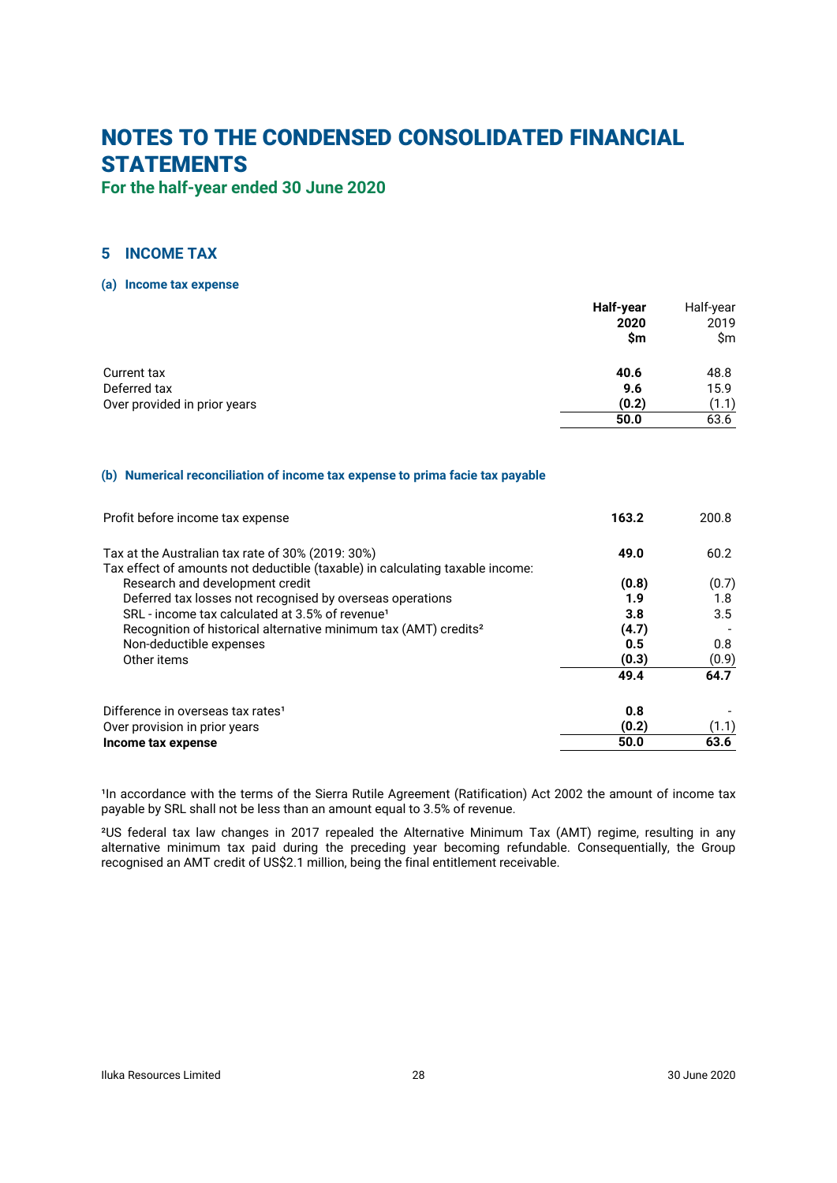# NOTES TO THE CONDENSED CONSOLIDATED FINANCIAL STATEMENTS

**For the half-year ended 30 June 2020**

## 5 INCOME TAX

### (a) Income tax expense

| | **Half-year 2020 $m** | Half-year 2019 $m |
|---|---|---|
| Current tax | **40.6** | 48.8 |
| Deferred tax | **9.6** | 15.9 |
| Over provided in prior years | **(0.2)** | (1.1) |
| | **50.0** | 63.6 |

### (b) Numerical reconciliation of income tax expense to prima facie tax payable

| | **Half-year 2020 $m** | Half-year 2019 $m |
|---|---|---|
| Profit before income tax expense | **163.2** | 200.8 |
| Tax at the Australian tax rate of 30% (2019: 30%) | **49.0** | 60.2 |
| Tax effect of amounts not deductible (taxable) in calculating taxable income: | | |
| Research and development credit | **(0.8)** | (0.7) |
| Deferred tax losses not recognised by overseas operations | **1.9** | 1.8 |
| SRL - income tax calculated at 3.5% of revenue[1] | **3.8** | 3.5 |
| Recognition of historical alternative minimum tax (AMT) credits[2] | **(4.7)** | - |
| Non-deductible expenses | **0.5** | 0.8 |
| Other items | **(0.3)** | (0.9) |
| | **49.4** | **64.7** |
| Difference in overseas tax rates[1] | **0.8** | - |
| Over provision in prior years | **(0.2)** | (1.1) |
| **Income tax expense** | **50.0** | **63.6** |

[1]In accordance with the terms of the Sierra Rutile Agreement (Ratification) Act 2002 the amount of income tax payable by SRL shall not be less than an amount equal to 3.5% of revenue.

[2]US federal tax law changes in 2017 repealed the Alternative Minimum Tax (AMT) regime, resulting in any alternative minimum tax paid during the preceding year becoming refundable. Consequentially, the Group recognised an AMT credit of US$2.1 million, being the final entitlement receivable.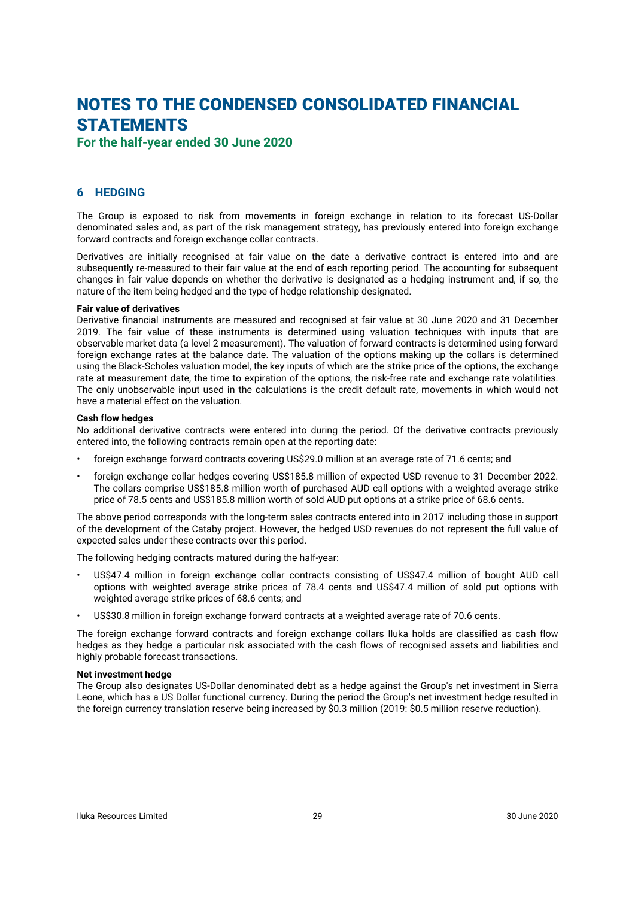# NOTES TO THE CONDENSED CONSOLIDATED FINANCIAL STATEMENTS

**For the half-year ended 30 June 2020**

## 6 HEDGING

The Group is exposed to risk from movements in foreign exchange in relation to its forecast US-Dollar denominated sales and, as part of the risk management strategy, has previously entered into foreign exchange forward contracts and foreign exchange collar contracts.

Derivatives are initially recognised at fair value on the date a derivative contract is entered into and are subsequently re-measured to their fair value at the end of each reporting period. The accounting for subsequent changes in fair value depends on whether the derivative is designated as a hedging instrument and, if so, the nature of the item being hedged and the type of hedge relationship designated.

**Fair value of derivatives**

Derivative financial instruments are measured and recognised at fair value at 30 June 2020 and 31 December 2019. The fair value of these instruments is determined using valuation techniques with inputs that are observable market data (a level 2 measurement). The valuation of forward contracts is determined using forward foreign exchange rates at the balance date. The valuation of the options making up the collars is determined using the Black-Scholes valuation model, the key inputs of which are the strike price of the options, the exchange rate at measurement date, the time to expiration of the options, the risk-free rate and exchange rate volatilities. The only unobservable input used in the calculations is the credit default rate, movements in which would not have a material effect on the valuation.

**Cash flow hedges**

No additional derivative contracts were entered into during the period. Of the derivative contracts previously entered into, the following contracts remain open at the reporting date:

- foreign exchange forward contracts covering US$29.0 million at an average rate of 71.6 cents; and
- foreign exchange collar hedges covering US$185.8 million of expected USD revenue to 31 December 2022. The collars comprise US$185.8 million worth of purchased AUD call options with a weighted average strike price of 78.5 cents and US$185.8 million worth of sold AUD put options at a strike price of 68.6 cents.

The above period corresponds with the long-term sales contracts entered into in 2017 including those in support of the development of the Cataby project. However, the hedged USD revenues do not represent the full value of expected sales under these contracts over this period.

The following hedging contracts matured during the half-year:

- US$47.4 million in foreign exchange collar contracts consisting of US$47.4 million of bought AUD call options with weighted average strike prices of 78.4 cents and US$47.4 million of sold put options with weighted average strike prices of 68.6 cents; and
- US$30.8 million in foreign exchange forward contracts at a weighted average rate of 70.6 cents.

The foreign exchange forward contracts and foreign exchange collars Iluka holds are classified as cash flow hedges as they hedge a particular risk associated with the cash flows of recognised assets and liabilities and highly probable forecast transactions.

**Net investment hedge**

The Group also designates US-Dollar denominated debt as a hedge against the Group's net investment in Sierra Leone, which has a US Dollar functional currency. During the period the Group's net investment hedge resulted in the foreign currency translation reserve being increased by $0.3 million (2019: $0.5 million reserve reduction).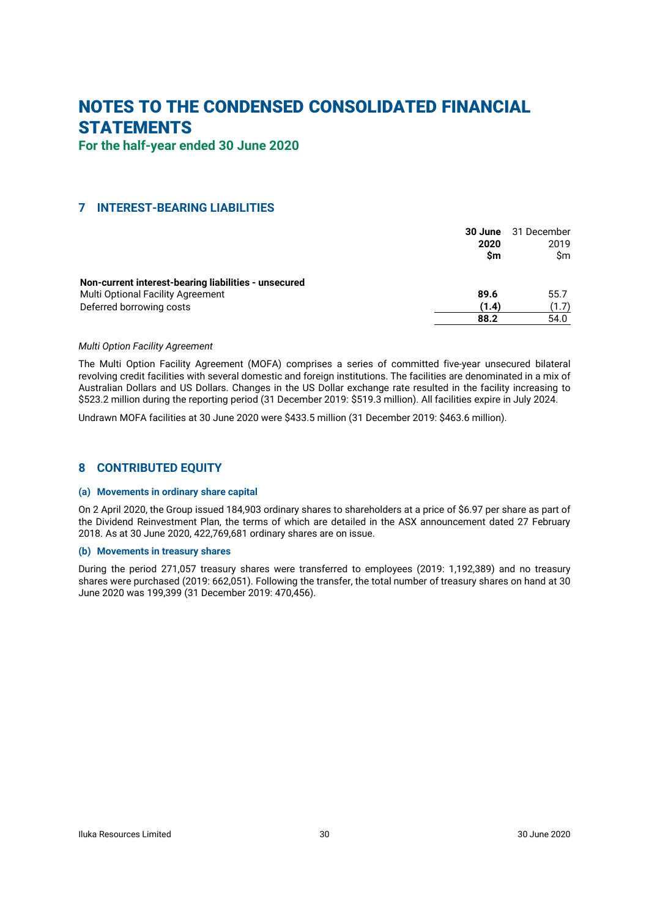# NOTES TO THE CONDENSED CONSOLIDATED FINANCIAL STATEMENTS

**For the half-year ended 30 June 2020**

## 7 INTEREST-BEARING LIABILITIES

| | **30 June 2020 $m** | 31 December 2019 $m |
|---|---|---|
| **Non-current interest-bearing liabilities - unsecured** | | |
| Multi Optional Facility Agreement | **89.6** | 55.7 |
| Deferred borrowing costs | **(1.4)** | (1.7) |
| | **88.2** | 54.0 |

*Multi Option Facility Agreement*

The Multi Option Facility Agreement (MOFA) comprises a series of committed five-year unsecured bilateral revolving credit facilities with several domestic and foreign institutions. The facilities are denominated in a mix of Australian Dollars and US Dollars. Changes in the US Dollar exchange rate resulted in the facility increasing to $523.2 million during the reporting period (31 December 2019: $519.3 million). All facilities expire in July 2024.

Undrawn MOFA facilities at 30 June 2020 were $433.5 million (31 December 2019: $463.6 million).

## 8 CONTRIBUTED EQUITY

### (a) Movements in ordinary share capital

On 2 April 2020, the Group issued 184,903 ordinary shares to shareholders at a price of $6.97 per share as part of the Dividend Reinvestment Plan, the terms of which are detailed in the ASX announcement dated 27 February 2018. As at 30 June 2020, 422,769,681 ordinary shares are on issue.

### (b) Movements in treasury shares

During the period 271,057 treasury shares were transferred to employees (2019: 1,192,389) and no treasury shares were purchased (2019: 662,051). Following the transfer, the total number of treasury shares on hand at 30 June 2020 was 199,399 (31 December 2019: 470,456).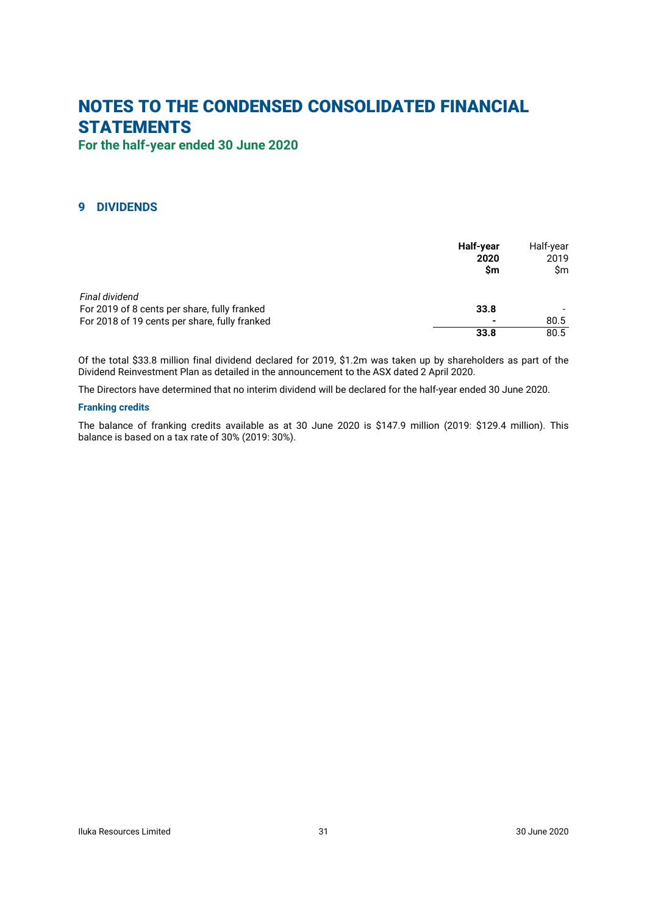# NOTES TO THE CONDENSED CONSOLIDATED FINANCIAL STATEMENTS

**For the half-year ended 30 June 2020**

## 9 DIVIDENDS

| | **Half-year 2020 $m** | Half-year 2019 $m |
|---|---|---|
| *Final dividend* | | |
| For 2019 of 8 cents per share, fully franked | **33.8** | - |
| For 2018 of 19 cents per share, fully franked | **-** | 80.5 |
| | **33.8** | 80.5 |

Of the total $33.8 million final dividend declared for 2019, $1.2m was taken up by shareholders as part of the Dividend Reinvestment Plan as detailed in the announcement to the ASX dated 2 April 2020.

The Directors have determined that no interim dividend will be declared for the half-year ended 30 June 2020.

### Franking credits

The balance of franking credits available as at 30 June 2020 is $147.9 million (2019: $129.4 million). This balance is based on a tax rate of 30% (2019: 30%).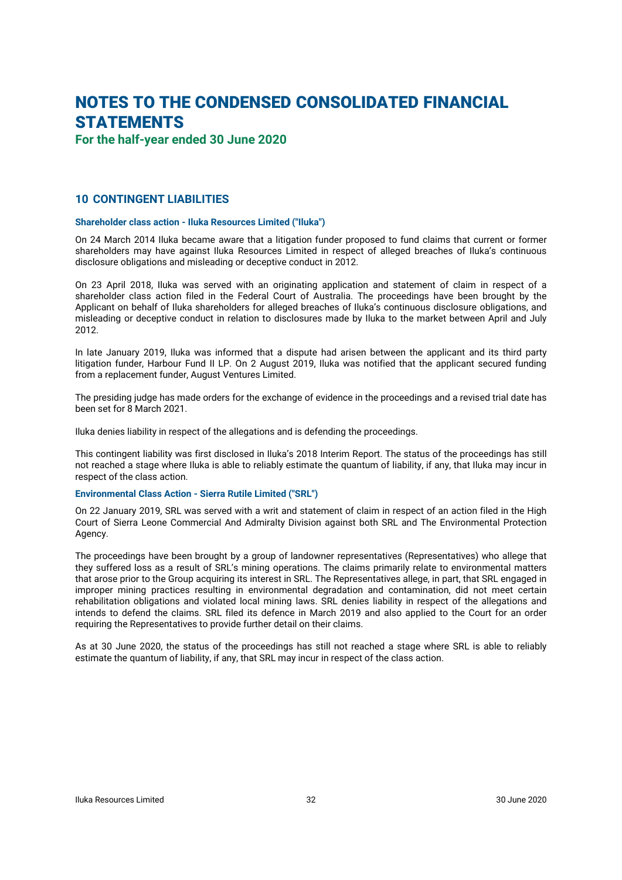# NOTES TO THE CONDENSED CONSOLIDATED FINANCIAL STATEMENTS

**For the half-year ended 30 June 2020**

## 10 CONTINGENT LIABILITIES

### Shareholder class action - Iluka Resources Limited ("Iluka")

On 24 March 2014 Iluka became aware that a litigation funder proposed to fund claims that current or former shareholders may have against Iluka Resources Limited in respect of alleged breaches of Iluka's continuous disclosure obligations and misleading or deceptive conduct in 2012.

On 23 April 2018, Iluka was served with an originating application and statement of claim in respect of a shareholder class action filed in the Federal Court of Australia. The proceedings have been brought by the Applicant on behalf of Iluka shareholders for alleged breaches of Iluka's continuous disclosure obligations, and misleading or deceptive conduct in relation to disclosures made by Iluka to the market between April and July 2012.

In late January 2019, Iluka was informed that a dispute had arisen between the applicant and its third party litigation funder, Harbour Fund II LP. On 2 August 2019, Iluka was notified that the applicant secured funding from a replacement funder, August Ventures Limited.

The presiding judge has made orders for the exchange of evidence in the proceedings and a revised trial date has been set for 8 March 2021.

Iluka denies liability in respect of the allegations and is defending the proceedings.

This contingent liability was first disclosed in Iluka's 2018 Interim Report. The status of the proceedings has still not reached a stage where Iluka is able to reliably estimate the quantum of liability, if any, that Iluka may incur in respect of the class action.

### Environmental Class Action - Sierra Rutile Limited ("SRL")

On 22 January 2019, SRL was served with a writ and statement of claim in respect of an action filed in the High Court of Sierra Leone Commercial And Admiralty Division against both SRL and The Environmental Protection Agency.

The proceedings have been brought by a group of landowner representatives (Representatives) who allege that they suffered loss as a result of SRL's mining operations. The claims primarily relate to environmental matters that arose prior to the Group acquiring its interest in SRL. The Representatives allege, in part, that SRL engaged in improper mining practices resulting in environmental degradation and contamination, did not meet certain rehabilitation obligations and violated local mining laws. SRL denies liability in respect of the allegations and intends to defend the claims. SRL filed its defence in March 2019 and also applied to the Court for an order requiring the Representatives to provide further detail on their claims.

As at 30 June 2020, the status of the proceedings has still not reached a stage where SRL is able to reliably estimate the quantum of liability, if any, that SRL may incur in respect of the class action.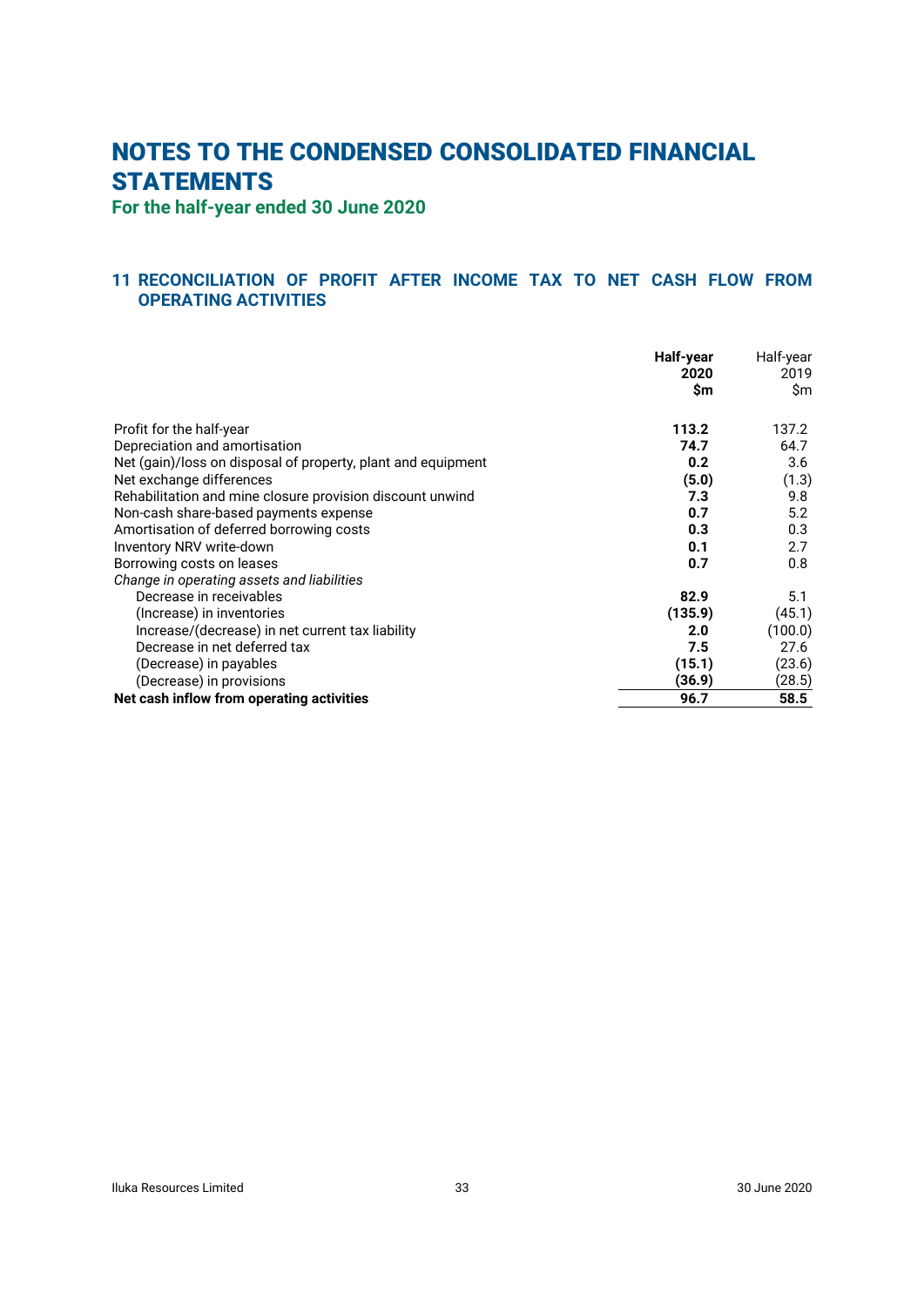# NOTES TO THE CONDENSED CONSOLIDATED FINANCIAL STATEMENTS

**For the half-year ended 30 June 2020**

## 11 RECONCILIATION OF PROFIT AFTER INCOME TAX TO NET CASH FLOW FROM OPERATING ACTIVITIES

| | **Half-year 2020 $m** | Half-year 2019 $m |
|---|---|---|
| Profit for the half-year | **113.2** | 137.2 |
| Depreciation and amortisation | **74.7** | 64.7 |
| Net (gain)/loss on disposal of property, plant and equipment | **0.2** | 3.6 |
| Net exchange differences | **(5.0)** | (1.3) |
| Rehabilitation and mine closure provision discount unwind | **7.3** | 9.8 |
| Non-cash share-based payments expense | **0.7** | 5.2 |
| Amortisation of deferred borrowing costs | **0.3** | 0.3 |
| Inventory NRV write-down | **0.1** | 2.7 |
| Borrowing costs on leases | **0.7** | 0.8 |
| *Change in operating assets and liabilities* | | |
| Decrease in receivables | **82.9** | 5.1 |
| (Increase) in inventories | **(135.9)** | (45.1) |
| Increase/(decrease) in net current tax liability | **2.0** | (100.0) |
| Decrease in net deferred tax | **7.5** | 27.6 |
| (Decrease) in payables | **(15.1)** | (23.6) |
| (Decrease) in provisions | **(36.9)** | (28.5) |
| **Net cash inflow from operating activities** | **96.7** | **58.5** |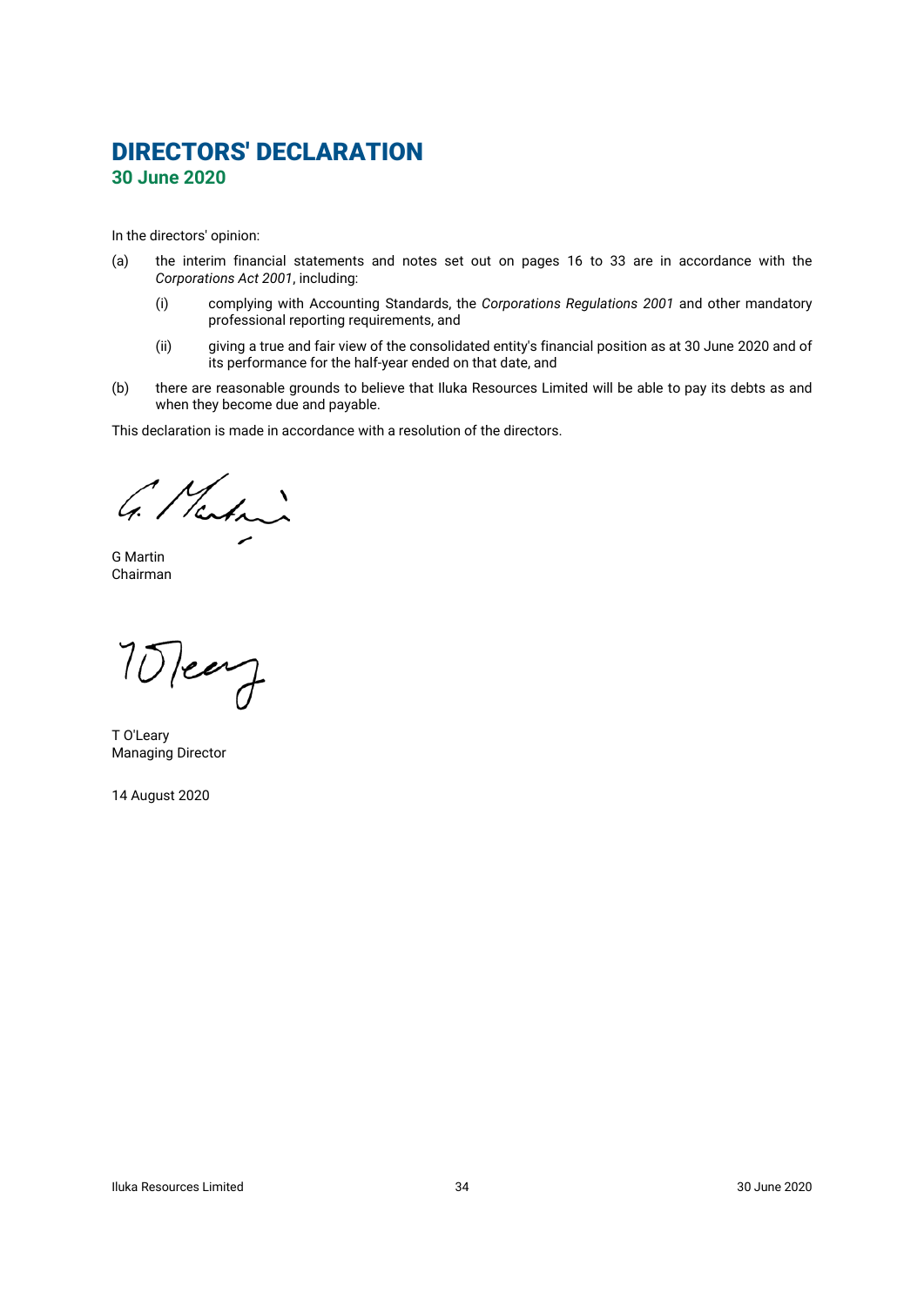# DIRECTORS' DECLARATION

## 30 June 2020

In the directors' opinion:

(a) the interim financial statements and notes set out on pages 16 to 33 are in accordance with the *Corporations Act 2001*, including:

  (i) complying with Accounting Standards, the *Corporations Regulations 2001* and other mandatory professional reporting requirements, and

  (ii) giving a true and fair view of the consolidated entity's financial position as at 30 June 2020 and of its performance for the half-year ended on that date, and

(b) there are reasonable grounds to believe that Iluka Resources Limited will be able to pay its debts as and when they become due and payable.

This declaration is made in accordance with a resolution of the directors.

G Martin
Chairman

T O'Leary
Managing Director

14 August 2020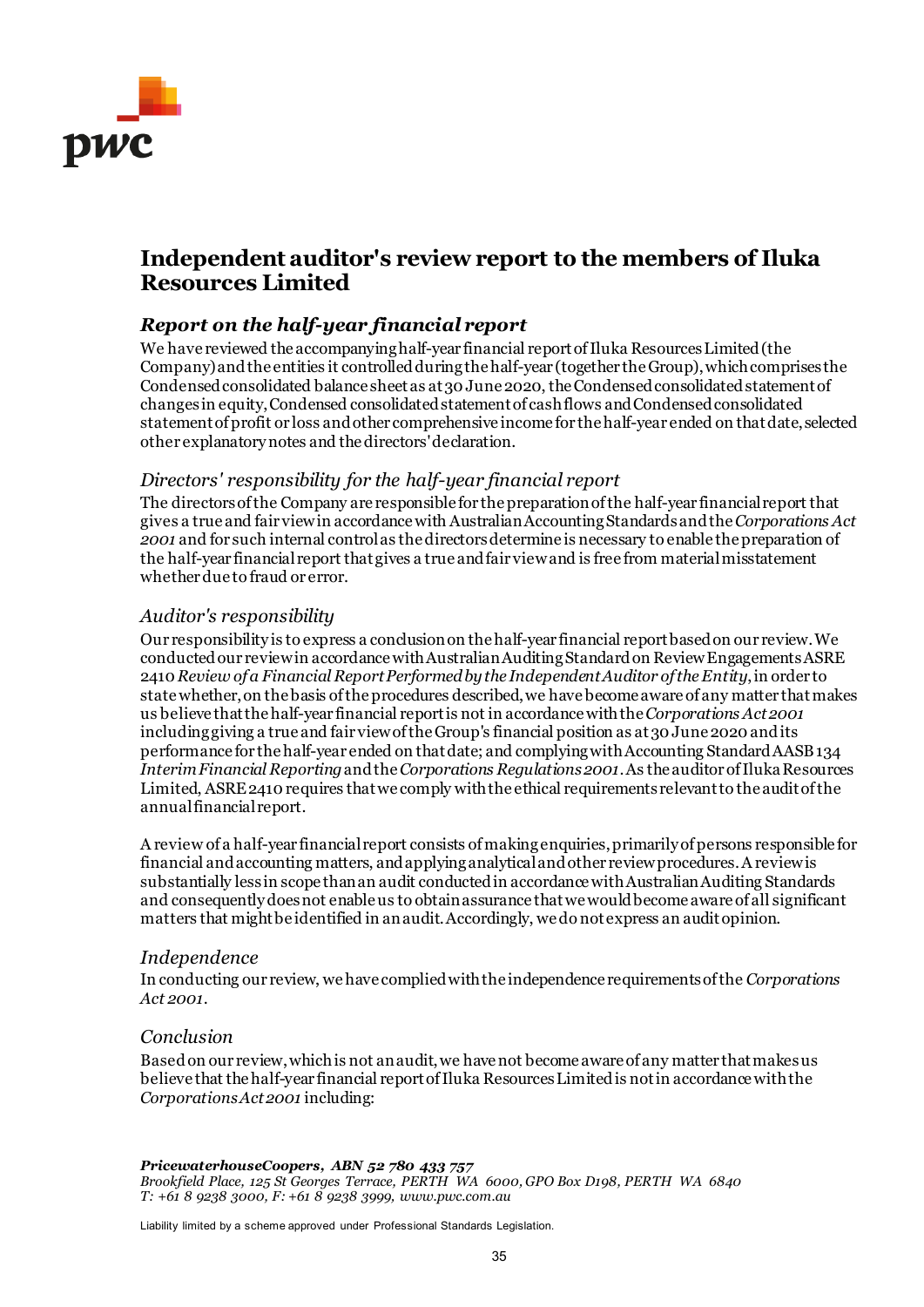# Independent auditor's review report to the members of Iluka Resources Limited

## *Report on the half-year financial report*

We have reviewed the accompanying half-year financial report of Iluka Resources Limited (the Company) and the entities it controlled during the half-year (together the Group), which comprises the Condensed consolidated balance sheet as at 30 June 2020, the Condensed consolidated statement of changes in equity, Condensed consolidated statement of cash flows and Condensed consolidated statement of profit or loss and other comprehensive income for the half-year ended on that date, selected other explanatory notes and the directors' declaration.

### *Directors' responsibility for the half-year financial report*

The directors of the Company are responsible for the preparation of the half-year financial report that gives a true and fair view in accordance with Australian Accounting Standards and the *Corporations Act 2001* and for such internal control as the directors determine is necessary to enable the preparation of the half-year financial report that gives a true and fair view and is free from material misstatement whether due to fraud or error.

### *Auditor's responsibility*

Our responsibility is to express a conclusion on the half-year financial report based on our review. We conducted our review in accordance with Australian Auditing Standard on Review Engagements ASRE 2410 *Review of a Financial Report Performed by the Independent Auditor of the Entity*, in order to state whether, on the basis of the procedures described, we have become aware of any matter that makes us believe that the half-year financial report is not in accordance with the *Corporations Act 2001* including giving a true and fair view of the Group's financial position as at 30 June 2020 and its performance for the half-year ended on that date; and complying with Accounting Standard AASB 134 *Interim Financial Reporting* and the *Corporations Regulations 2001*. As the auditor of Iluka Resources Limited, ASRE 2410 requires that we comply with the ethical requirements relevant to the audit of the annual financial report.

A review of a half-year financial report consists of making enquiries, primarily of persons responsible for financial and accounting matters, and applying analytical and other review procedures. A review is substantially less in scope than an audit conducted in accordance with Australian Auditing Standards and consequently does not enable us to obtain assurance that we would become aware of all significant matters that might be identified in an audit. Accordingly, we do not express an audit opinion.

### *Independence*

In conducting our review, we have complied with the independence requirements of the *Corporations Act 2001*.

### *Conclusion*

Based on our review, which is not an audit, we have not become aware of any matter that makes us believe that the half-year financial report of Iluka Resources Limited is not in accordance with the *Corporations Act 2001* including:

***PricewaterhouseCoopers, ABN 52 780 433 757***
*Brookfield Place, 125 St Georges Terrace, PERTH WA 6000, GPO Box D198, PERTH WA 6840*
*T: +61 8 9238 3000, F: +61 8 9238 3999, www.pwc.com.au*

Liability limited by a scheme approved under Professional Standards Legislation.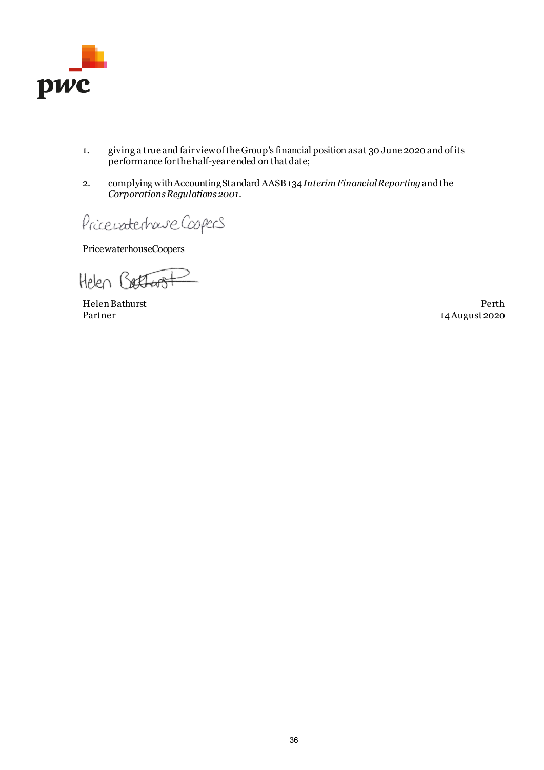1. giving a true and fair view of the Group's financial position as at 30 June 2020 and of its performance for the half-year ended on that date;

2. complying with Accounting Standard AASB 134 *Interim Financial Reporting* and the *Corporations Regulations 2001*.

PricewaterhouseCoopers

PricewaterhouseCoopers

Helen Bathurst

Helen Bathurst
Partner

Perth
14 August 2020